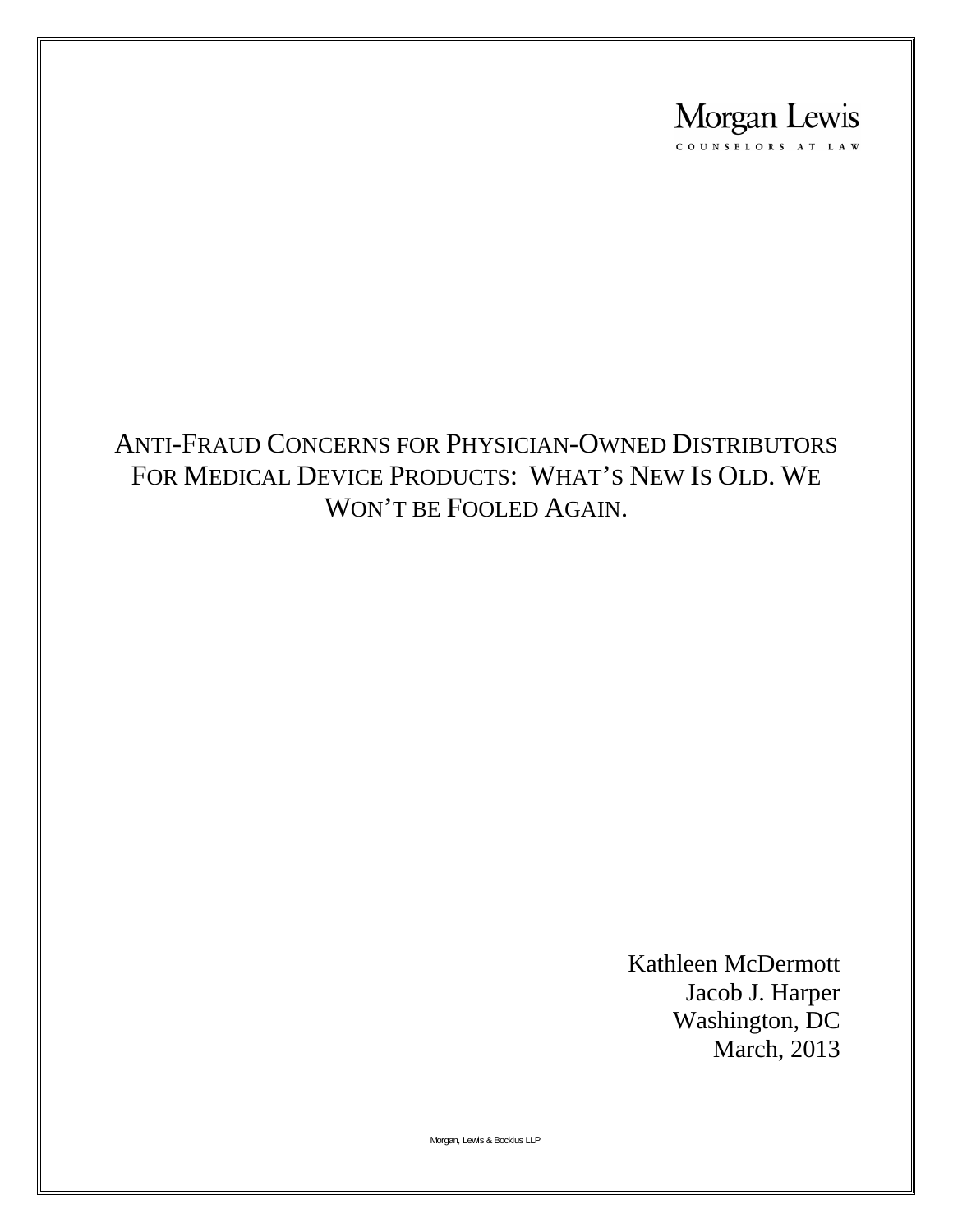Morgan Lewis

COUNSELORS AT LAW

# ANTI-FRAUD CONCERNS FOR PHYSICIAN-OWNED DISTRIBUTORS FOR MEDICAL DEVICE PRODUCTS: WHAT'S NEW IS OLD. WE WON'T BE FOOLED AGAIN.

Kathleen McDermott
Jacob J. Harper
Washington, DC
March, 2013

Morgan, Lewis & Bockius LLP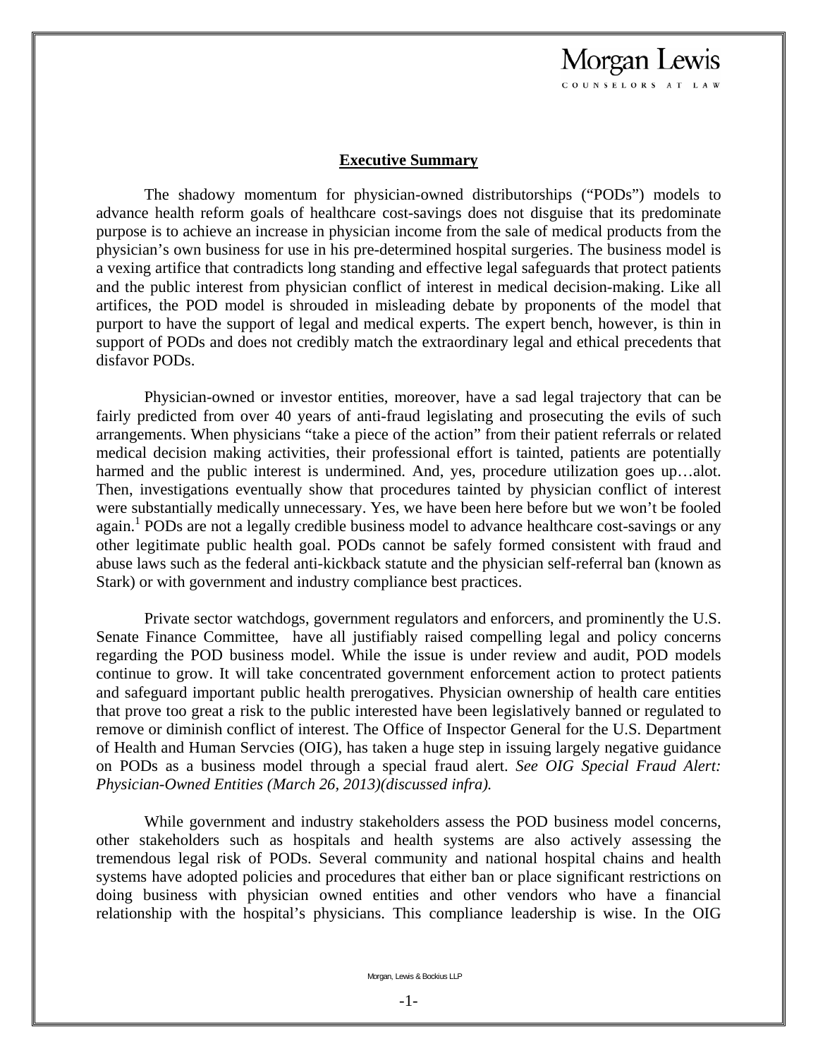## Executive Summary

The shadowy momentum for physician-owned distributorships ("PODs") models to advance health reform goals of healthcare cost-savings does not disguise that its predominate purpose is to achieve an increase in physician income from the sale of medical products from the physician's own business for use in his pre-determined hospital surgeries. The business model is a vexing artifice that contradicts long standing and effective legal safeguards that protect patients and the public interest from physician conflict of interest in medical decision-making. Like all artifices, the POD model is shrouded in misleading debate by proponents of the model that purport to have the support of legal and medical experts. The expert bench, however, is thin in support of PODs and does not credibly match the extraordinary legal and ethical precedents that disfavor PODs.

Physician-owned or investor entities, moreover, have a sad legal trajectory that can be fairly predicted from over 40 years of anti-fraud legislating and prosecuting the evils of such arrangements. When physicians "take a piece of the action" from their patient referrals or related medical decision making activities, their professional effort is tainted, patients are potentially harmed and the public interest is undermined. And, yes, procedure utilization goes up…alot. Then, investigations eventually show that procedures tainted by physician conflict of interest were substantially medically unnecessary. Yes, we have been here before but we won't be fooled again.[1] PODs are not a legally credible business model to advance healthcare cost-savings or any other legitimate public health goal. PODs cannot be safely formed consistent with fraud and abuse laws such as the federal anti-kickback statute and the physician self-referral ban (known as Stark) or with government and industry compliance best practices.

Private sector watchdogs, government regulators and enforcers, and prominently the U.S. Senate Finance Committee, have all justifiably raised compelling legal and policy concerns regarding the POD business model. While the issue is under review and audit, POD models continue to grow. It will take concentrated government enforcement action to protect patients and safeguard important public health prerogatives. Physician ownership of health care entities that prove too great a risk to the public interested have been legislatively banned or regulated to remove or diminish conflict of interest. The Office of Inspector General for the U.S. Department of Health and Human Servcies (OIG), has taken a huge step in issuing largely negative guidance on PODs as a business model through a special fraud alert. *See OIG Special Fraud Alert: Physician-Owned Entities (March 26, 2013)(discussed infra).*

While government and industry stakeholders assess the POD business model concerns, other stakeholders such as hospitals and health systems are also actively assessing the tremendous legal risk of PODs. Several community and national hospital chains and health systems have adopted policies and procedures that either ban or place significant restrictions on doing business with physician owned entities and other vendors who have a financial relationship with the hospital's physicians. This compliance leadership is wise. In the OIG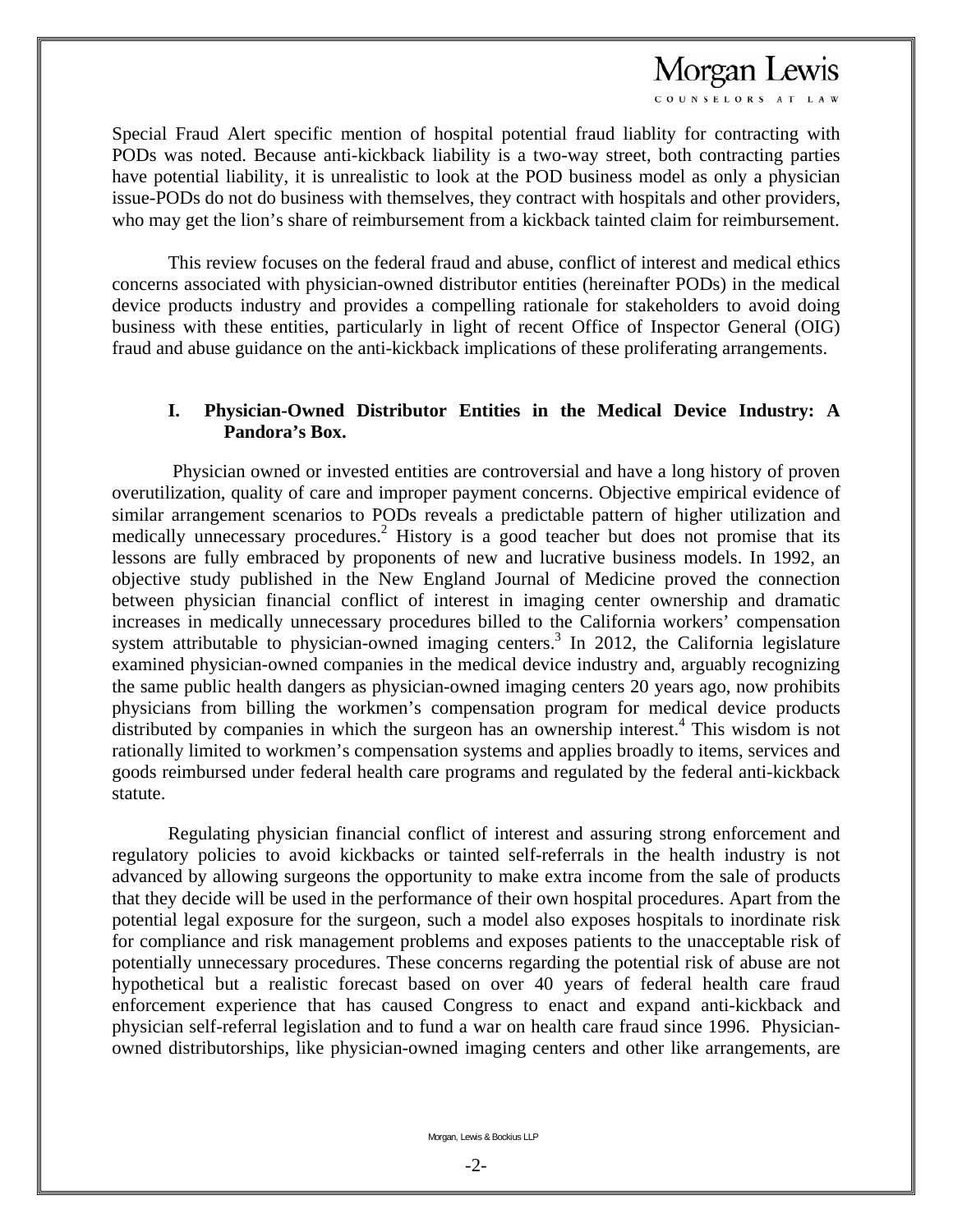Special Fraud Alert specific mention of hospital potential fraud liablity for contracting with PODs was noted. Because anti-kickback liability is a two-way street, both contracting parties have potential liability, it is unrealistic to look at the POD business model as only a physician issue-PODs do not do business with themselves, they contract with hospitals and other providers, who may get the lion's share of reimbursement from a kickback tainted claim for reimbursement.

This review focuses on the federal fraud and abuse, conflict of interest and medical ethics concerns associated with physician-owned distributor entities (hereinafter PODs) in the medical device products industry and provides a compelling rationale for stakeholders to avoid doing business with these entities, particularly in light of recent Office of Inspector General (OIG) fraud and abuse guidance on the anti-kickback implications of these proliferating arrangements.

## I. Physician-Owned Distributor Entities in the Medical Device Industry: A Pandora's Box.

Physician owned or invested entities are controversial and have a long history of proven overutilization, quality of care and improper payment concerns. Objective empirical evidence of similar arrangement scenarios to PODs reveals a predictable pattern of higher utilization and medically unnecessary procedures.[2] History is a good teacher but does not promise that its lessons are fully embraced by proponents of new and lucrative business models. In 1992, an objective study published in the New England Journal of Medicine proved the connection between physician financial conflict of interest in imaging center ownership and dramatic increases in medically unnecessary procedures billed to the California workers' compensation system attributable to physician-owned imaging centers.[3] In 2012, the California legislature examined physician-owned companies in the medical device industry and, arguably recognizing the same public health dangers as physician-owned imaging centers 20 years ago, now prohibits physicians from billing the workmen's compensation program for medical device products distributed by companies in which the surgeon has an ownership interest.[4] This wisdom is not rationally limited to workmen's compensation systems and applies broadly to items, services and goods reimbursed under federal health care programs and regulated by the federal anti-kickback statute.

Regulating physician financial conflict of interest and assuring strong enforcement and regulatory policies to avoid kickbacks or tainted self-referrals in the health industry is not advanced by allowing surgeons the opportunity to make extra income from the sale of products that they decide will be used in the performance of their own hospital procedures. Apart from the potential legal exposure for the surgeon, such a model also exposes hospitals to inordinate risk for compliance and risk management problems and exposes patients to the unacceptable risk of potentially unnecessary procedures. These concerns regarding the potential risk of abuse are not hypothetical but a realistic forecast based on over 40 years of federal health care fraud enforcement experience that has caused Congress to enact and expand anti-kickback and physician self-referral legislation and to fund a war on health care fraud since 1996. Physician-owned distributorships, like physician-owned imaging centers and other like arrangements, are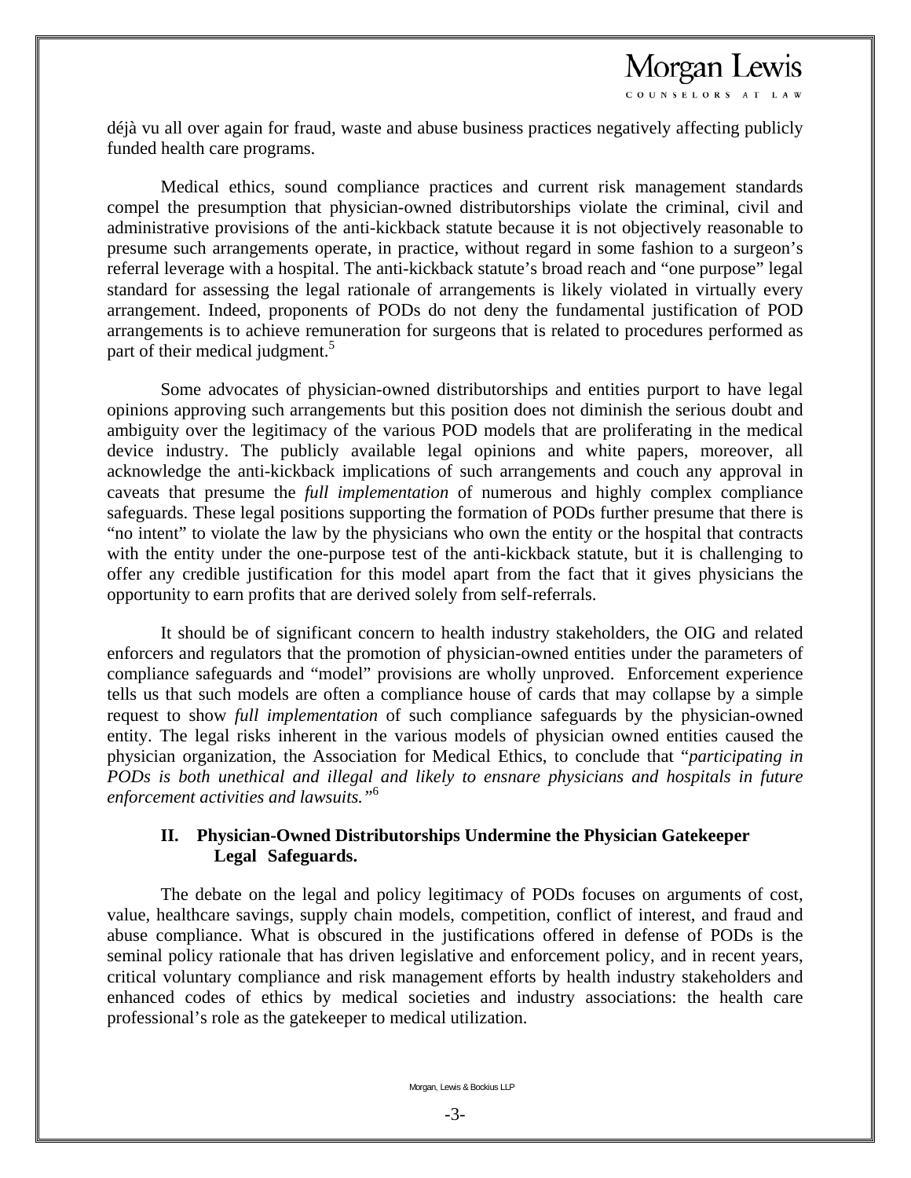déjà vu all over again for fraud, waste and abuse business practices negatively affecting publicly funded health care programs.

Medical ethics, sound compliance practices and current risk management standards compel the presumption that physician-owned distributorships violate the criminal, civil and administrative provisions of the anti-kickback statute because it is not objectively reasonable to presume such arrangements operate, in practice, without regard in some fashion to a surgeon's referral leverage with a hospital. The anti-kickback statute's broad reach and "one purpose" legal standard for assessing the legal rationale of arrangements is likely violated in virtually every arrangement. Indeed, proponents of PODs do not deny the fundamental justification of POD arrangements is to achieve remuneration for surgeons that is related to procedures performed as part of their medical judgment.[5]

Some advocates of physician-owned distributorships and entities purport to have legal opinions approving such arrangements but this position does not diminish the serious doubt and ambiguity over the legitimacy of the various POD models that are proliferating in the medical device industry. The publicly available legal opinions and white papers, moreover, all acknowledge the anti-kickback implications of such arrangements and couch any approval in caveats that presume the *full implementation* of numerous and highly complex compliance safeguards. These legal positions supporting the formation of PODs further presume that there is "no intent" to violate the law by the physicians who own the entity or the hospital that contracts with the entity under the one-purpose test of the anti-kickback statute, but it is challenging to offer any credible justification for this model apart from the fact that it gives physicians the opportunity to earn profits that are derived solely from self-referrals.

It should be of significant concern to health industry stakeholders, the OIG and related enforcers and regulators that the promotion of physician-owned entities under the parameters of compliance safeguards and "model" provisions are wholly unproved. Enforcement experience tells us that such models are often a compliance house of cards that may collapse by a simple request to show *full implementation* of such compliance safeguards by the physician-owned entity. The legal risks inherent in the various models of physician owned entities caused the physician organization, the Association for Medical Ethics, to conclude that "*participating in PODs is both unethical and illegal and likely to ensnare physicians and hospitals in future enforcement activities and lawsuits.*"[6]

## II. Physician-Owned Distributorships Undermine the Physician Gatekeeper Legal Safeguards.

The debate on the legal and policy legitimacy of PODs focuses on arguments of cost, value, healthcare savings, supply chain models, competition, conflict of interest, and fraud and abuse compliance. What is obscured in the justifications offered in defense of PODs is the seminal policy rationale that has driven legislative and enforcement policy, and in recent years, critical voluntary compliance and risk management efforts by health industry stakeholders and enhanced codes of ethics by medical societies and industry associations: the health care professional's role as the gatekeeper to medical utilization.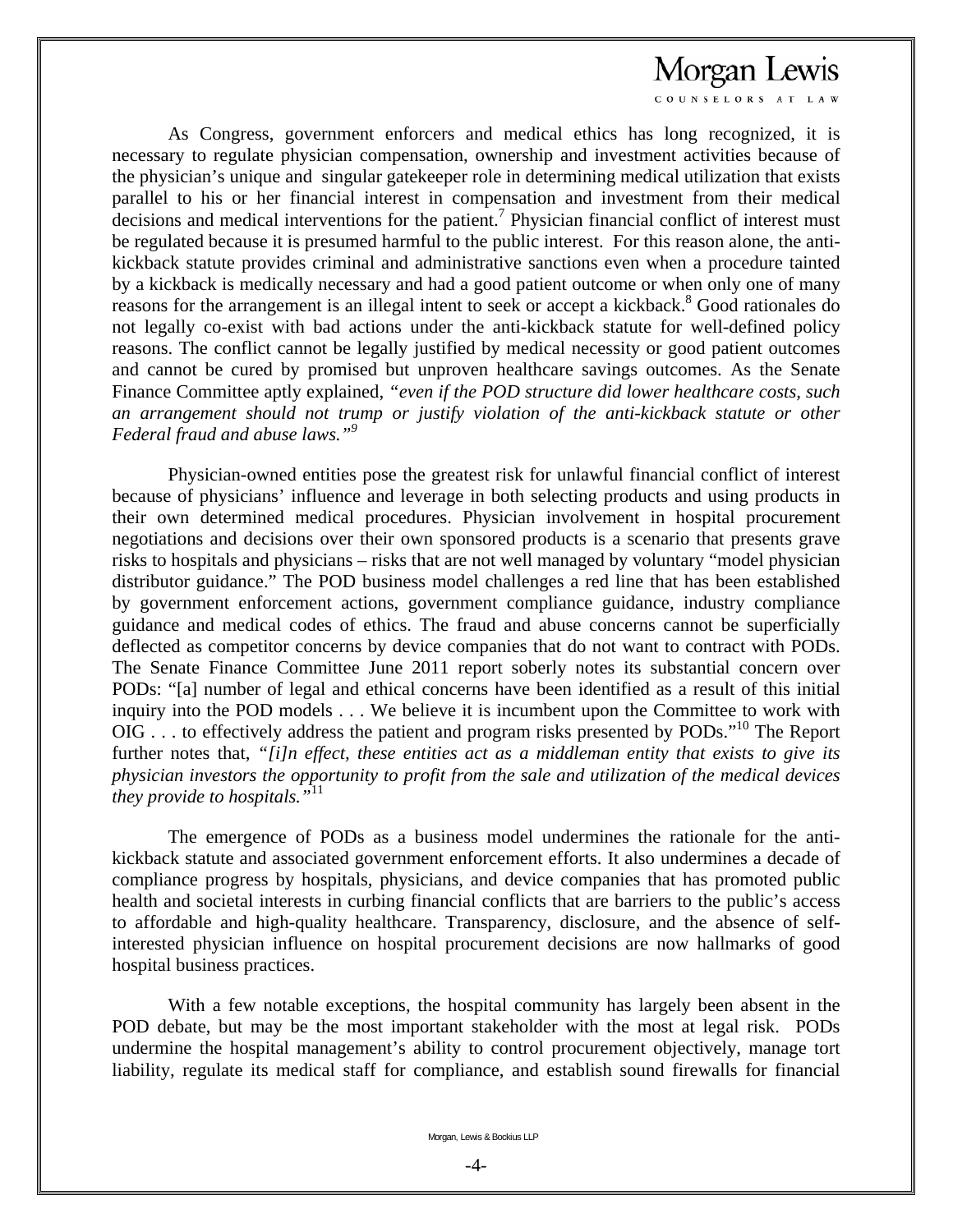As Congress, government enforcers and medical ethics has long recognized, it is necessary to regulate physician compensation, ownership and investment activities because of the physician's unique and singular gatekeeper role in determining medical utilization that exists parallel to his or her financial interest in compensation and investment from their medical decisions and medical interventions for the patient.[7] Physician financial conflict of interest must be regulated because it is presumed harmful to the public interest. For this reason alone, the anti-kickback statute provides criminal and administrative sanctions even when a procedure tainted by a kickback is medically necessary and had a good patient outcome or when only one of many reasons for the arrangement is an illegal intent to seek or accept a kickback.[8] Good rationales do not legally co-exist with bad actions under the anti-kickback statute for well-defined policy reasons. The conflict cannot be legally justified by medical necessity or good patient outcomes and cannot be cured by promised but unproven healthcare savings outcomes. As the Senate Finance Committee aptly explained, *"even if the POD structure did lower healthcare costs, such an arrangement should not trump or justify violation of the anti-kickback statute or other Federal fraud and abuse laws."*[9]

Physician-owned entities pose the greatest risk for unlawful financial conflict of interest because of physicians' influence and leverage in both selecting products and using products in their own determined medical procedures. Physician involvement in hospital procurement negotiations and decisions over their own sponsored products is a scenario that presents grave risks to hospitals and physicians – risks that are not well managed by voluntary "model physician distributor guidance." The POD business model challenges a red line that has been established by government enforcement actions, government compliance guidance, industry compliance guidance and medical codes of ethics. The fraud and abuse concerns cannot be superficially deflected as competitor concerns by device companies that do not want to contract with PODs. The Senate Finance Committee June 2011 report soberly notes its substantial concern over PODs: "[a] number of legal and ethical concerns have been identified as a result of this initial inquiry into the POD models . . . We believe it is incumbent upon the Committee to work with OIG . . . to effectively address the patient and program risks presented by PODs."[10] The Report further notes that, *"[i]n effect, these entities act as a middleman entity that exists to give its physician investors the opportunity to profit from the sale and utilization of the medical devices they provide to hospitals."*[11]

The emergence of PODs as a business model undermines the rationale for the anti-kickback statute and associated government enforcement efforts. It also undermines a decade of compliance progress by hospitals, physicians, and device companies that has promoted public health and societal interests in curbing financial conflicts that are barriers to the public's access to affordable and high-quality healthcare. Transparency, disclosure, and the absence of self-interested physician influence on hospital procurement decisions are now hallmarks of good hospital business practices.

With a few notable exceptions, the hospital community has largely been absent in the POD debate, but may be the most important stakeholder with the most at legal risk. PODs undermine the hospital management's ability to control procurement objectively, manage tort liability, regulate its medical staff for compliance, and establish sound firewalls for financial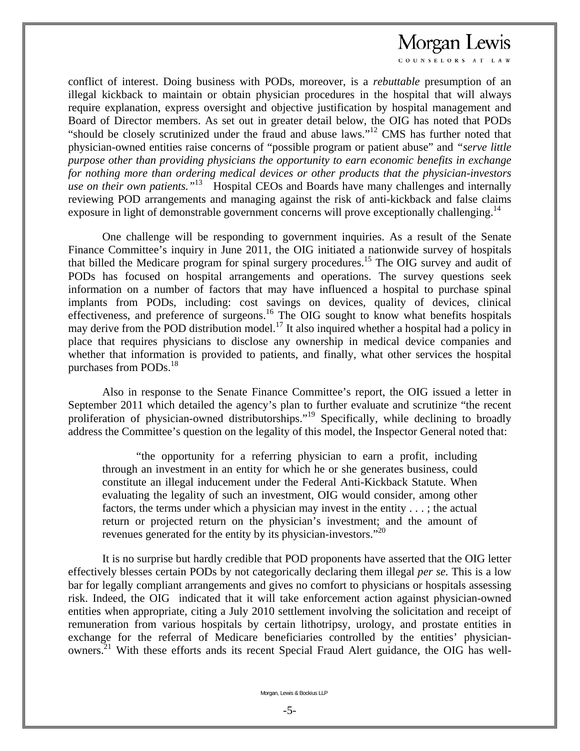conflict of interest. Doing business with PODs, moreover, is a *rebuttable* presumption of an illegal kickback to maintain or obtain physician procedures in the hospital that will always require explanation, express oversight and objective justification by hospital management and Board of Director members. As set out in greater detail below, the OIG has noted that PODs "should be closely scrutinized under the fraud and abuse laws."[12] CMS has further noted that physician-owned entities raise concerns of "possible program or patient abuse" and *"serve little purpose other than providing physicians the opportunity to earn economic benefits in exchange for nothing more than ordering medical devices or other products that the physician-investors use on their own patients."*[13] Hospital CEOs and Boards have many challenges and internally reviewing POD arrangements and managing against the risk of anti-kickback and false claims exposure in light of demonstrable government concerns will prove exceptionally challenging.[14]

One challenge will be responding to government inquiries. As a result of the Senate Finance Committee's inquiry in June 2011, the OIG initiated a nationwide survey of hospitals that billed the Medicare program for spinal surgery procedures.[15] The OIG survey and audit of PODs has focused on hospital arrangements and operations. The survey questions seek information on a number of factors that may have influenced a hospital to purchase spinal implants from PODs, including: cost savings on devices, quality of devices, clinical effectiveness, and preference of surgeons.[16] The OIG sought to know what benefits hospitals may derive from the POD distribution model.[17] It also inquired whether a hospital had a policy in place that requires physicians to disclose any ownership in medical device companies and whether that information is provided to patients, and finally, what other services the hospital purchases from PODs.[18]

Also in response to the Senate Finance Committee's report, the OIG issued a letter in September 2011 which detailed the agency's plan to further evaluate and scrutinize "the recent proliferation of physician-owned distributorships."[19] Specifically, while declining to broadly address the Committee's question on the legality of this model, the Inspector General noted that:

> "the opportunity for a referring physician to earn a profit, including through an investment in an entity for which he or she generates business, could constitute an illegal inducement under the Federal Anti-Kickback Statute. When evaluating the legality of such an investment, OIG would consider, among other factors, the terms under which a physician may invest in the entity . . . ; the actual return or projected return on the physician's investment; and the amount of revenues generated for the entity by its physician-investors."[20]

It is no surprise but hardly credible that POD proponents have asserted that the OIG letter effectively blesses certain PODs by not categorically declaring them illegal *per se.* This is a low bar for legally compliant arrangements and gives no comfort to physicians or hospitals assessing risk. Indeed, the OIG indicated that it will take enforcement action against physician-owned entities when appropriate, citing a July 2010 settlement involving the solicitation and receipt of remuneration from various hospitals by certain lithotripsy, urology, and prostate entities in exchange for the referral of Medicare beneficiaries controlled by the entities' physician-owners.[21] With these efforts ands its recent Special Fraud Alert guidance, the OIG has well-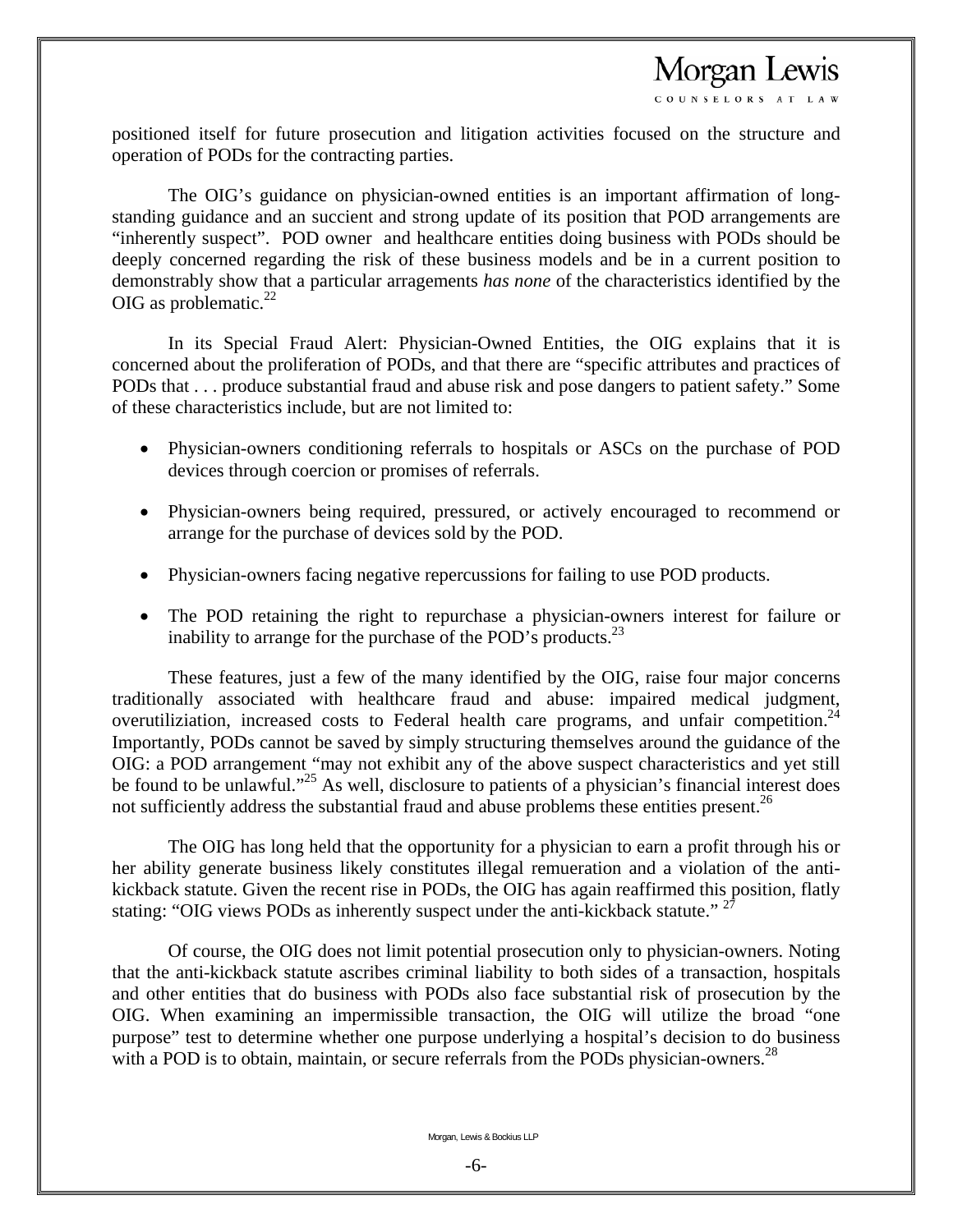positioned itself for future prosecution and litigation activities focused on the structure and operation of PODs for the contracting parties.

The OIG's guidance on physician-owned entities is an important affirmation of long-standing guidance and an succient and strong update of its position that POD arrangements are "inherently suspect". POD owner and healthcare entities doing business with PODs should be deeply concerned regarding the risk of these business models and be in a current position to demonstrably show that a particular arragements *has none* of the characteristics identified by the OIG as problematic.[22]

In its Special Fraud Alert: Physician-Owned Entities, the OIG explains that it is concerned about the proliferation of PODs, and that there are "specific attributes and practices of PODs that . . . produce substantial fraud and abuse risk and pose dangers to patient safety." Some of these characteristics include, but are not limited to:

- Physician-owners conditioning referrals to hospitals or ASCs on the purchase of POD devices through coercion or promises of referrals.
- Physician-owners being required, pressured, or actively encouraged to recommend or arrange for the purchase of devices sold by the POD.
- Physician-owners facing negative repercussions for failing to use POD products.
- The POD retaining the right to repurchase a physician-owners interest for failure or inability to arrange for the purchase of the POD's products.[23]

These features, just a few of the many identified by the OIG, raise four major concerns traditionally associated with healthcare fraud and abuse: impaired medical judgment, overutiliziation, increased costs to Federal health care programs, and unfair competition.[24] Importantly, PODs cannot be saved by simply structuring themselves around the guidance of the OIG: a POD arrangement "may not exhibit any of the above suspect characteristics and yet still be found to be unlawful."[25] As well, disclosure to patients of a physician's financial interest does not sufficiently address the substantial fraud and abuse problems these entities present.[26]

The OIG has long held that the opportunity for a physician to earn a profit through his or her ability generate business likely constitutes illegal remueration and a violation of the anti-kickback statute. Given the recent rise in PODs, the OIG has again reaffirmed this position, flatly stating: "OIG views PODs as inherently suspect under the anti-kickback statute." [27]

Of course, the OIG does not limit potential prosecution only to physician-owners. Noting that the anti-kickback statute ascribes criminal liability to both sides of a transaction, hospitals and other entities that do business with PODs also face substantial risk of prosecution by the OIG. When examining an impermissible transaction, the OIG will utilize the broad "one purpose" test to determine whether one purpose underlying a hospital's decision to do business with a POD is to obtain, maintain, or secure referrals from the PODs physician-owners.[28]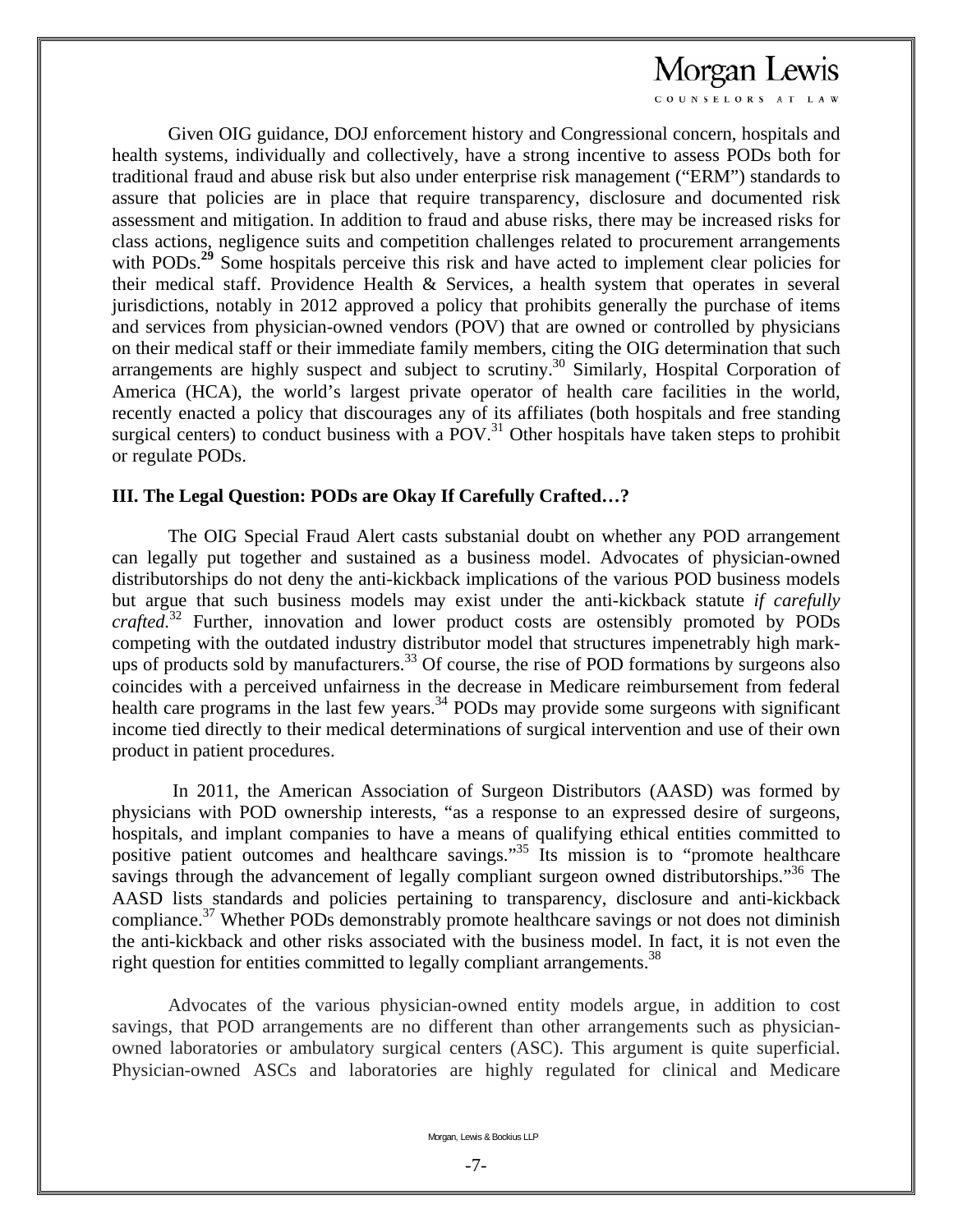Given OIG guidance, DOJ enforcement history and Congressional concern, hospitals and health systems, individually and collectively, have a strong incentive to assess PODs both for traditional fraud and abuse risk but also under enterprise risk management ("ERM") standards to assure that policies are in place that require transparency, disclosure and documented risk assessment and mitigation. In addition to fraud and abuse risks, there may be increased risks for class actions, negligence suits and competition challenges related to procurement arrangements with PODs.[29] Some hospitals perceive this risk and have acted to implement clear policies for their medical staff. Providence Health & Services, a health system that operates in several jurisdictions, notably in 2012 approved a policy that prohibits generally the purchase of items and services from physician-owned vendors (POV) that are owned or controlled by physicians on their medical staff or their immediate family members, citing the OIG determination that such arrangements are highly suspect and subject to scrutiny.[30] Similarly, Hospital Corporation of America (HCA), the world's largest private operator of health care facilities in the world, recently enacted a policy that discourages any of its affiliates (both hospitals and free standing surgical centers) to conduct business with a POV.[31] Other hospitals have taken steps to prohibit or regulate PODs.

## III. The Legal Question: PODs are Okay If Carefully Crafted…?

The OIG Special Fraud Alert casts substanial doubt on whether any POD arrangement can legally put together and sustained as a business model. Advocates of physician-owned distributorships do not deny the anti-kickback implications of the various POD business models but argue that such business models may exist under the anti-kickback statute *if carefully crafted.*[32] Further, innovation and lower product costs are ostensibly promoted by PODs competing with the outdated industry distributor model that structures impenetrably high mark-ups of products sold by manufacturers.[33] Of course, the rise of POD formations by surgeons also coincides with a perceived unfairness in the decrease in Medicare reimbursement from federal health care programs in the last few years.[34] PODs may provide some surgeons with significant income tied directly to their medical determinations of surgical intervention and use of their own product in patient procedures.

In 2011, the American Association of Surgeon Distributors (AASD) was formed by physicians with POD ownership interests, "as a response to an expressed desire of surgeons, hospitals, and implant companies to have a means of qualifying ethical entities committed to positive patient outcomes and healthcare savings."[35] Its mission is to "promote healthcare savings through the advancement of legally compliant surgeon owned distributorships."[36] The AASD lists standards and policies pertaining to transparency, disclosure and anti-kickback compliance.[37] Whether PODs demonstrably promote healthcare savings or not does not diminish the anti-kickback and other risks associated with the business model. In fact, it is not even the right question for entities committed to legally compliant arrangements.[38]

Advocates of the various physician-owned entity models argue, in addition to cost savings, that POD arrangements are no different than other arrangements such as physician-owned laboratories or ambulatory surgical centers (ASC). This argument is quite superficial. Physician-owned ASCs and laboratories are highly regulated for clinical and Medicare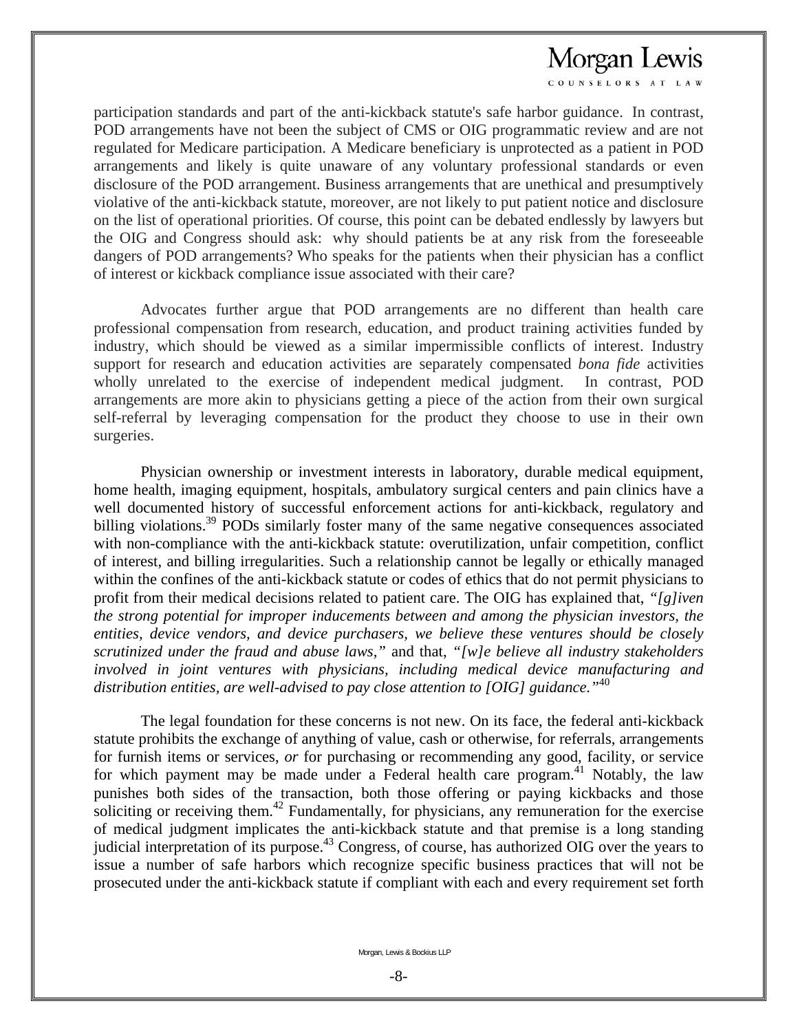participation standards and part of the anti-kickback statute's safe harbor guidance. In contrast, POD arrangements have not been the subject of CMS or OIG programmatic review and are not regulated for Medicare participation. A Medicare beneficiary is unprotected as a patient in POD arrangements and likely is quite unaware of any voluntary professional standards or even disclosure of the POD arrangement. Business arrangements that are unethical and presumptively violative of the anti-kickback statute, moreover, are not likely to put patient notice and disclosure on the list of operational priorities. Of course, this point can be debated endlessly by lawyers but the OIG and Congress should ask: why should patients be at any risk from the foreseeable dangers of POD arrangements? Who speaks for the patients when their physician has a conflict of interest or kickback compliance issue associated with their care?

Advocates further argue that POD arrangements are no different than health care professional compensation from research, education, and product training activities funded by industry, which should be viewed as a similar impermissible conflicts of interest. Industry support for research and education activities are separately compensated *bona fide* activities wholly unrelated to the exercise of independent medical judgment. In contrast, POD arrangements are more akin to physicians getting a piece of the action from their own surgical self-referral by leveraging compensation for the product they choose to use in their own surgeries.

Physician ownership or investment interests in laboratory, durable medical equipment, home health, imaging equipment, hospitals, ambulatory surgical centers and pain clinics have a well documented history of successful enforcement actions for anti-kickback, regulatory and billing violations.[39] PODs similarly foster many of the same negative consequences associated with non-compliance with the anti-kickback statute: overutilization, unfair competition, conflict of interest, and billing irregularities. Such a relationship cannot be legally or ethically managed within the confines of the anti-kickback statute or codes of ethics that do not permit physicians to profit from their medical decisions related to patient care. The OIG has explained that, *"[g]iven the strong potential for improper inducements between and among the physician investors, the entities, device vendors, and device purchasers, we believe these ventures should be closely scrutinized under the fraud and abuse laws,"* and that, *"[w]e believe all industry stakeholders involved in joint ventures with physicians, including medical device manufacturing and distribution entities, are well-advised to pay close attention to [OIG] guidance."*[40]

The legal foundation for these concerns is not new. On its face, the federal anti-kickback statute prohibits the exchange of anything of value, cash or otherwise, for referrals, arrangements for furnish items or services, *or* for purchasing or recommending any good, facility, or service for which payment may be made under a Federal health care program.[41] Notably, the law punishes both sides of the transaction, both those offering or paying kickbacks and those soliciting or receiving them.[42] Fundamentally, for physicians, any remuneration for the exercise of medical judgment implicates the anti-kickback statute and that premise is a long standing judicial interpretation of its purpose.[43] Congress, of course, has authorized OIG over the years to issue a number of safe harbors which recognize specific business practices that will not be prosecuted under the anti-kickback statute if compliant with each and every requirement set forth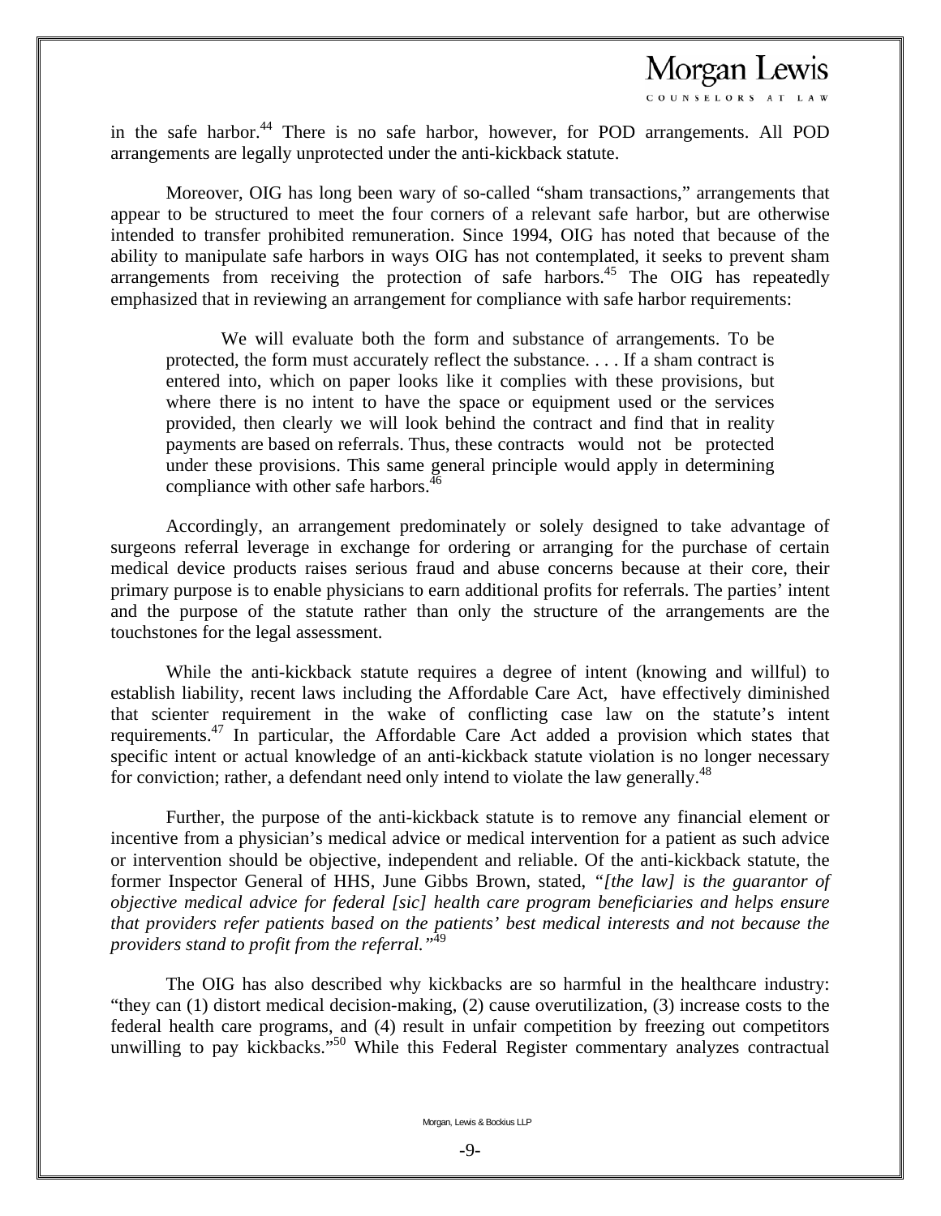in the safe harbor.[44] There is no safe harbor, however, for POD arrangements. All POD arrangements are legally unprotected under the anti-kickback statute.

Moreover, OIG has long been wary of so-called "sham transactions," arrangements that appear to be structured to meet the four corners of a relevant safe harbor, but are otherwise intended to transfer prohibited remuneration. Since 1994, OIG has noted that because of the ability to manipulate safe harbors in ways OIG has not contemplated, it seeks to prevent sham arrangements from receiving the protection of safe harbors.[45] The OIG has repeatedly emphasized that in reviewing an arrangement for compliance with safe harbor requirements:

> We will evaluate both the form and substance of arrangements. To be protected, the form must accurately reflect the substance. . . . If a sham contract is entered into, which on paper looks like it complies with these provisions, but where there is no intent to have the space or equipment used or the services provided, then clearly we will look behind the contract and find that in reality payments are based on referrals. Thus, these contracts would not be protected under these provisions. This same general principle would apply in determining compliance with other safe harbors.[46]

Accordingly, an arrangement predominately or solely designed to take advantage of surgeons referral leverage in exchange for ordering or arranging for the purchase of certain medical device products raises serious fraud and abuse concerns because at their core, their primary purpose is to enable physicians to earn additional profits for referrals. The parties' intent and the purpose of the statute rather than only the structure of the arrangements are the touchstones for the legal assessment.

While the anti-kickback statute requires a degree of intent (knowing and willful) to establish liability, recent laws including the Affordable Care Act, have effectively diminished that scienter requirement in the wake of conflicting case law on the statute's intent requirements.[47] In particular, the Affordable Care Act added a provision which states that specific intent or actual knowledge of an anti-kickback statute violation is no longer necessary for conviction; rather, a defendant need only intend to violate the law generally.[48]

Further, the purpose of the anti-kickback statute is to remove any financial element or incentive from a physician's medical advice or medical intervention for a patient as such advice or intervention should be objective, independent and reliable. Of the anti-kickback statute, the former Inspector General of HHS, June Gibbs Brown, stated, *"[the law] is the guarantor of objective medical advice for federal [sic] health care program beneficiaries and helps ensure that providers refer patients based on the patients' best medical interests and not because the providers stand to profit from the referral."*[49]

The OIG has also described why kickbacks are so harmful in the healthcare industry: "they can (1) distort medical decision-making, (2) cause overutilization, (3) increase costs to the federal health care programs, and (4) result in unfair competition by freezing out competitors unwilling to pay kickbacks."[50] While this Federal Register commentary analyzes contractual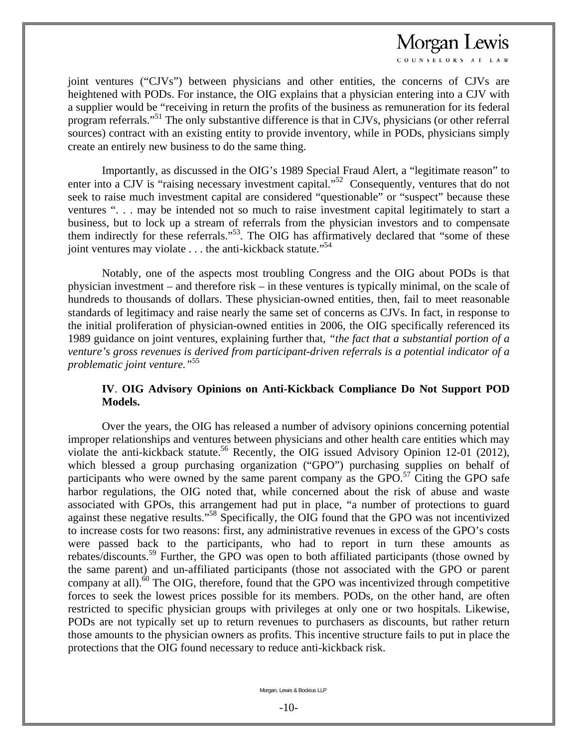joint ventures ("CJVs") between physicians and other entities, the concerns of CJVs are heightened with PODs. For instance, the OIG explains that a physician entering into a CJV with a supplier would be "receiving in return the profits of the business as remuneration for its federal program referrals."[51] The only substantive difference is that in CJVs, physicians (or other referral sources) contract with an existing entity to provide inventory, while in PODs, physicians simply create an entirely new business to do the same thing.

Importantly, as discussed in the OIG's 1989 Special Fraud Alert, a "legitimate reason" to enter into a CJV is "raising necessary investment capital."[52] Consequently, ventures that do not seek to raise much investment capital are considered "questionable" or "suspect" because these ventures ". . . may be intended not so much to raise investment capital legitimately to start a business, but to lock up a stream of referrals from the physician investors and to compensate them indirectly for these referrals."[53]. The OIG has affirmatively declared that "some of these joint ventures may violate . . . the anti-kickback statute."[54]

Notably, one of the aspects most troubling Congress and the OIG about PODs is that physician investment – and therefore risk – in these ventures is typically minimal, on the scale of hundreds to thousands of dollars. These physician-owned entities, then, fail to meet reasonable standards of legitimacy and raise nearly the same set of concerns as CJVs. In fact, in response to the initial proliferation of physician-owned entities in 2006, the OIG specifically referenced its 1989 guidance on joint ventures, explaining further that, *"the fact that a substantial portion of a venture's gross revenues is derived from participant-driven referrals is a potential indicator of a problematic joint venture."*[55]

### IV. OIG Advisory Opinions on Anti-Kickback Compliance Do Not Support POD Models.

Over the years, the OIG has released a number of advisory opinions concerning potential improper relationships and ventures between physicians and other health care entities which may violate the anti-kickback statute.[56] Recently, the OIG issued Advisory Opinion 12-01 (2012), which blessed a group purchasing organization ("GPO") purchasing supplies on behalf of participants who were owned by the same parent company as the GPO.[57] Citing the GPO safe harbor regulations, the OIG noted that, while concerned about the risk of abuse and waste associated with GPOs, this arrangement had put in place, "a number of protections to guard against these negative results."[58] Specifically, the OIG found that the GPO was not incentivized to increase costs for two reasons: first, any administrative revenues in excess of the GPO's costs were passed back to the participants, who had to report in turn these amounts as rebates/discounts.[59] Further, the GPO was open to both affiliated participants (those owned by the same parent) and un-affiliated participants (those not associated with the GPO or parent company at all).[60] The OIG, therefore, found that the GPO was incentivized through competitive forces to seek the lowest prices possible for its members. PODs, on the other hand, are often restricted to specific physician groups with privileges at only one or two hospitals. Likewise, PODs are not typically set up to return revenues to purchasers as discounts, but rather return those amounts to the physician owners as profits. This incentive structure fails to put in place the protections that the OIG found necessary to reduce anti-kickback risk.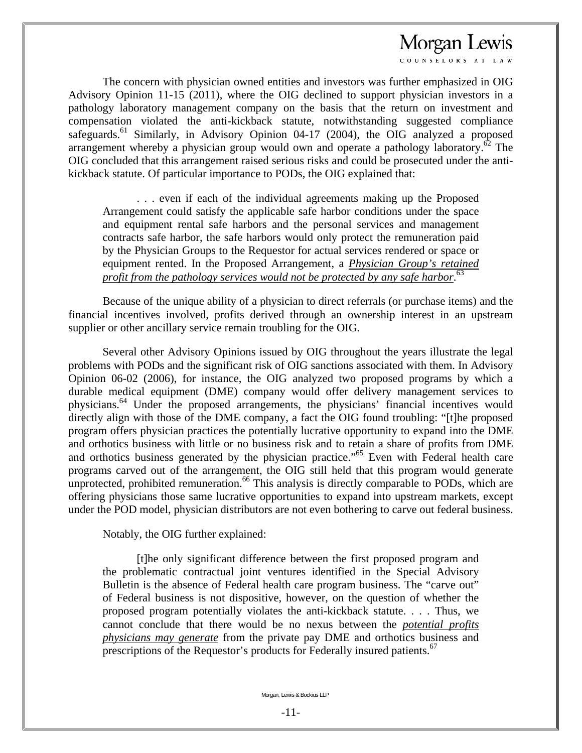The concern with physician owned entities and investors was further emphasized in OIG Advisory Opinion 11-15 (2011), where the OIG declined to support physician investors in a pathology laboratory management company on the basis that the return on investment and compensation violated the anti-kickback statute, notwithstanding suggested compliance safeguards.[61] Similarly, in Advisory Opinion 04-17 (2004), the OIG analyzed a proposed arrangement whereby a physician group would own and operate a pathology laboratory.[62] The OIG concluded that this arrangement raised serious risks and could be prosecuted under the anti-kickback statute. Of particular importance to PODs, the OIG explained that:

> . . . even if each of the individual agreements making up the Proposed Arrangement could satisfy the applicable safe harbor conditions under the space and equipment rental safe harbors and the personal services and management contracts safe harbor, the safe harbors would only protect the remuneration paid by the Physician Groups to the Requestor for actual services rendered or space or equipment rented. In the Proposed Arrangement, a ***Physician Group's retained profit from the pathology services would not be protected by any safe harbor***.[63]

Because of the unique ability of a physician to direct referrals (or purchase items) and the financial incentives involved, profits derived through an ownership interest in an upstream supplier or other ancillary service remain troubling for the OIG.

Several other Advisory Opinions issued by OIG throughout the years illustrate the legal problems with PODs and the significant risk of OIG sanctions associated with them. In Advisory Opinion 06-02 (2006), for instance, the OIG analyzed two proposed programs by which a durable medical equipment (DME) company would offer delivery management services to physicians.[64] Under the proposed arrangements, the physicians' financial incentives would directly align with those of the DME company, a fact the OIG found troubling: "[t]he proposed program offers physician practices the potentially lucrative opportunity to expand into the DME and orthotics business with little or no business risk and to retain a share of profits from DME and orthotics business generated by the physician practice."[65] Even with Federal health care programs carved out of the arrangement, the OIG still held that this program would generate unprotected, prohibited remuneration.[66] This analysis is directly comparable to PODs, which are offering physicians those same lucrative opportunities to expand into upstream markets, except under the POD model, physician distributors are not even bothering to carve out federal business.

Notably, the OIG further explained:

> [t]he only significant difference between the first proposed program and the problematic contractual joint ventures identified in the Special Advisory Bulletin is the absence of Federal health care program business. The "carve out" of Federal business is not dispositive, however, on the question of whether the proposed program potentially violates the anti-kickback statute. . . . Thus, we cannot conclude that there would be no nexus between the ***potential profits physicians may generate*** from the private pay DME and orthotics business and prescriptions of the Requestor's products for Federally insured patients.[67]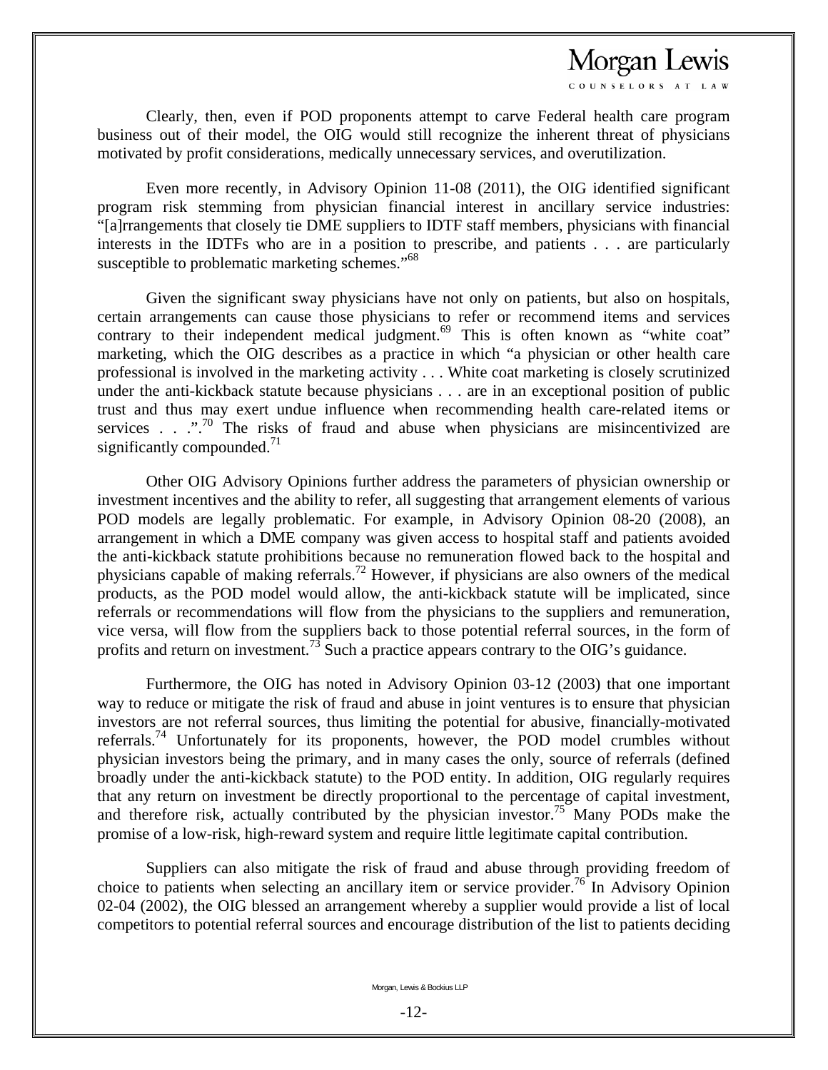Clearly, then, even if POD proponents attempt to carve Federal health care program business out of their model, the OIG would still recognize the inherent threat of physicians motivated by profit considerations, medically unnecessary services, and overutilization.

Even more recently, in Advisory Opinion 11-08 (2011), the OIG identified significant program risk stemming from physician financial interest in ancillary service industries: "[a]rrangements that closely tie DME suppliers to IDTF staff members, physicians with financial interests in the IDTFs who are in a position to prescribe, and patients . . . are particularly susceptible to problematic marketing schemes."[68]

Given the significant sway physicians have not only on patients, but also on hospitals, certain arrangements can cause those physicians to refer or recommend items and services contrary to their independent medical judgment.[69] This is often known as "white coat" marketing, which the OIG describes as a practice in which "a physician or other health care professional is involved in the marketing activity . . . White coat marketing is closely scrutinized under the anti-kickback statute because physicians . . . are in an exceptional position of public trust and thus may exert undue influence when recommending health care-related items or services . . .".[70] The risks of fraud and abuse when physicians are misincentivized are significantly compounded.[71]

Other OIG Advisory Opinions further address the parameters of physician ownership or investment incentives and the ability to refer, all suggesting that arrangement elements of various POD models are legally problematic. For example, in Advisory Opinion 08-20 (2008), an arrangement in which a DME company was given access to hospital staff and patients avoided the anti-kickback statute prohibitions because no remuneration flowed back to the hospital and physicians capable of making referrals.[72] However, if physicians are also owners of the medical products, as the POD model would allow, the anti-kickback statute will be implicated, since referrals or recommendations will flow from the physicians to the suppliers and remuneration, vice versa, will flow from the suppliers back to those potential referral sources, in the form of profits and return on investment.[73] Such a practice appears contrary to the OIG's guidance.

Furthermore, the OIG has noted in Advisory Opinion 03-12 (2003) that one important way to reduce or mitigate the risk of fraud and abuse in joint ventures is to ensure that physician investors are not referral sources, thus limiting the potential for abusive, financially-motivated referrals.[74] Unfortunately for its proponents, however, the POD model crumbles without physician investors being the primary, and in many cases the only, source of referrals (defined broadly under the anti-kickback statute) to the POD entity. In addition, OIG regularly requires that any return on investment be directly proportional to the percentage of capital investment, and therefore risk, actually contributed by the physician investor.[75] Many PODs make the promise of a low-risk, high-reward system and require little legitimate capital contribution.

Suppliers can also mitigate the risk of fraud and abuse through providing freedom of choice to patients when selecting an ancillary item or service provider.[76] In Advisory Opinion 02-04 (2002), the OIG blessed an arrangement whereby a supplier would provide a list of local competitors to potential referral sources and encourage distribution of the list to patients deciding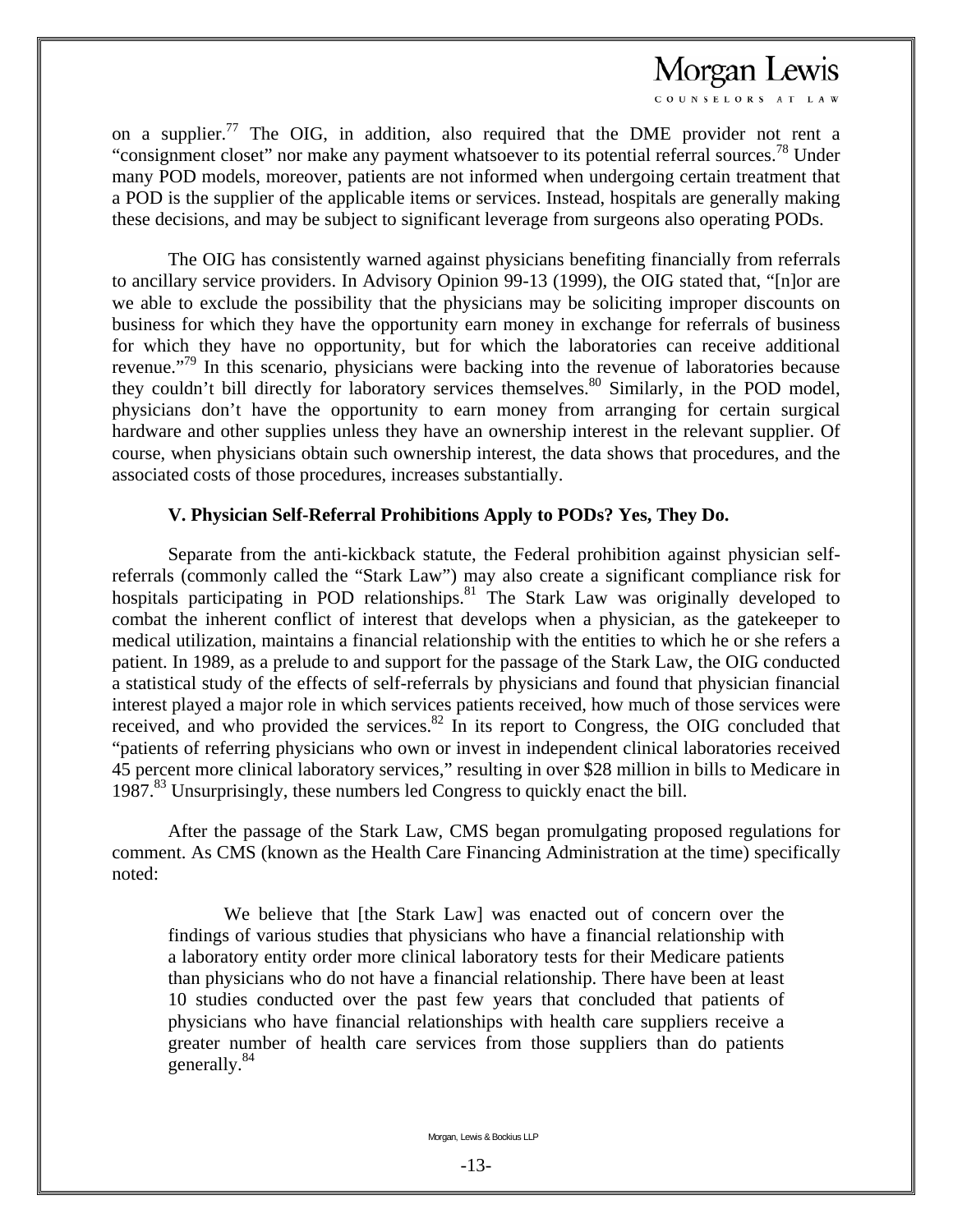on a supplier.[77] The OIG, in addition, also required that the DME provider not rent a "consignment closet" nor make any payment whatsoever to its potential referral sources.[78] Under many POD models, moreover, patients are not informed when undergoing certain treatment that a POD is the supplier of the applicable items or services. Instead, hospitals are generally making these decisions, and may be subject to significant leverage from surgeons also operating PODs.

The OIG has consistently warned against physicians benefiting financially from referrals to ancillary service providers. In Advisory Opinion 99-13 (1999), the OIG stated that, "[n]or are we able to exclude the possibility that the physicians may be soliciting improper discounts on business for which they have the opportunity earn money in exchange for referrals of business for which they have no opportunity, but for which the laboratories can receive additional revenue."[79] In this scenario, physicians were backing into the revenue of laboratories because they couldn't bill directly for laboratory services themselves.[80] Similarly, in the POD model, physicians don't have the opportunity to earn money from arranging for certain surgical hardware and other supplies unless they have an ownership interest in the relevant supplier. Of course, when physicians obtain such ownership interest, the data shows that procedures, and the associated costs of those procedures, increases substantially.

### V. Physician Self-Referral Prohibitions Apply to PODs? Yes, They Do.

Separate from the anti-kickback statute, the Federal prohibition against physician self-referrals (commonly called the "Stark Law") may also create a significant compliance risk for hospitals participating in POD relationships.[81] The Stark Law was originally developed to combat the inherent conflict of interest that develops when a physician, as the gatekeeper to medical utilization, maintains a financial relationship with the entities to which he or she refers a patient. In 1989, as a prelude to and support for the passage of the Stark Law, the OIG conducted a statistical study of the effects of self-referrals by physicians and found that physician financial interest played a major role in which services patients received, how much of those services were received, and who provided the services.[82] In its report to Congress, the OIG concluded that "patients of referring physicians who own or invest in independent clinical laboratories received 45 percent more clinical laboratory services," resulting in over $28 million in bills to Medicare in 1987.[83] Unsurprisingly, these numbers led Congress to quickly enact the bill.

After the passage of the Stark Law, CMS began promulgating proposed regulations for comment. As CMS (known as the Health Care Financing Administration at the time) specifically noted:

> We believe that [the Stark Law] was enacted out of concern over the findings of various studies that physicians who have a financial relationship with a laboratory entity order more clinical laboratory tests for their Medicare patients than physicians who do not have a financial relationship. There have been at least 10 studies conducted over the past few years that concluded that patients of physicians who have financial relationships with health care suppliers receive a greater number of health care services from those suppliers than do patients generally.[84]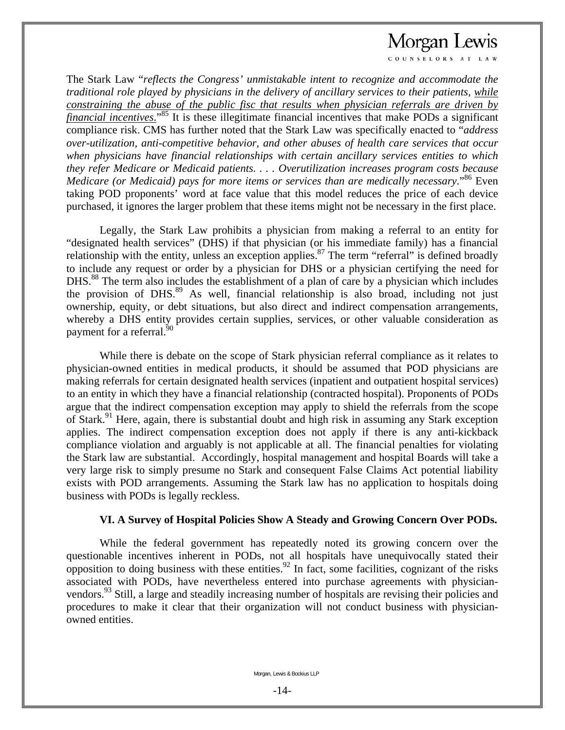The Stark Law "*reflects the Congress' unmistakable intent to recognize and accommodate the traditional role played by physicians in the delivery of ancillary services to their patients*, *while constraining the abuse of the public fisc that results when physician referrals are driven by financial incentives*."[85] It is these illegitimate financial incentives that make PODs a significant compliance risk. CMS has further noted that the Stark Law was specifically enacted to "*address over-utilization, anti-competitive behavior, and other abuses of health care services that occur when physicians have financial relationships with certain ancillary services entities to which they refer Medicare or Medicaid patients. . . . Overutilization increases program costs because Medicare (or Medicaid) pays for more items or services than are medically necessary*."[86] Even taking POD proponents' word at face value that this model reduces the price of each device purchased, it ignores the larger problem that these items might not be necessary in the first place.

Legally, the Stark Law prohibits a physician from making a referral to an entity for "designated health services" (DHS) if that physician (or his immediate family) has a financial relationship with the entity, unless an exception applies.[87] The term "referral" is defined broadly to include any request or order by a physician for DHS or a physician certifying the need for DHS.[88] The term also includes the establishment of a plan of care by a physician which includes the provision of DHS.[89] As well, financial relationship is also broad, including not just ownership, equity, or debt situations, but also direct and indirect compensation arrangements, whereby a DHS entity provides certain supplies, services, or other valuable consideration as payment for a referral.[90]

While there is debate on the scope of Stark physician referral compliance as it relates to physician-owned entities in medical products, it should be assumed that POD physicians are making referrals for certain designated health services (inpatient and outpatient hospital services) to an entity in which they have a financial relationship (contracted hospital). Proponents of PODs argue that the indirect compensation exception may apply to shield the referrals from the scope of Stark.[91] Here, again, there is substantial doubt and high risk in assuming any Stark exception applies. The indirect compensation exception does not apply if there is any anti-kickback compliance violation and arguably is not applicable at all. The financial penalties for violating the Stark law are substantial. Accordingly, hospital management and hospital Boards will take a very large risk to simply presume no Stark and consequent False Claims Act potential liability exists with POD arrangements. Assuming the Stark law has no application to hospitals doing business with PODs is legally reckless.

## VI. A Survey of Hospital Policies Show A Steady and Growing Concern Over PODs.

While the federal government has repeatedly noted its growing concern over the questionable incentives inherent in PODs, not all hospitals have unequivocally stated their opposition to doing business with these entities.[92] In fact, some facilities, cognizant of the risks associated with PODs, have nevertheless entered into purchase agreements with physician-vendors.[93] Still, a large and steadily increasing number of hospitals are revising their policies and procedures to make it clear that their organization will not conduct business with physician-owned entities.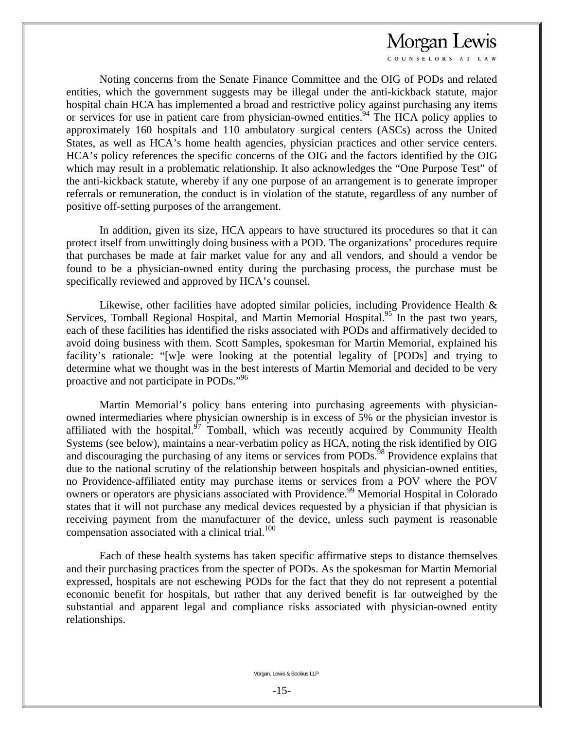Noting concerns from the Senate Finance Committee and the OIG of PODs and related entities, which the government suggests may be illegal under the anti-kickback statute, major hospital chain HCA has implemented a broad and restrictive policy against purchasing any items or services for use in patient care from physician-owned entities.[94] The HCA policy applies to approximately 160 hospitals and 110 ambulatory surgical centers (ASCs) across the United States, as well as HCA's home health agencies, physician practices and other service centers. HCA's policy references the specific concerns of the OIG and the factors identified by the OIG which may result in a problematic relationship. It also acknowledges the "One Purpose Test" of the anti-kickback statute, whereby if any one purpose of an arrangement is to generate improper referrals or remuneration, the conduct is in violation of the statute, regardless of any number of positive off-setting purposes of the arrangement.

In addition, given its size, HCA appears to have structured its procedures so that it can protect itself from unwittingly doing business with a POD. The organizations' procedures require that purchases be made at fair market value for any and all vendors, and should a vendor be found to be a physician-owned entity during the purchasing process, the purchase must be specifically reviewed and approved by HCA's counsel.

Likewise, other facilities have adopted similar policies, including Providence Health & Services, Tomball Regional Hospital, and Martin Memorial Hospital.[95] In the past two years, each of these facilities has identified the risks associated with PODs and affirmatively decided to avoid doing business with them. Scott Samples, spokesman for Martin Memorial, explained his facility's rationale: "[w]e were looking at the potential legality of [PODs] and trying to determine what we thought was in the best interests of Martin Memorial and decided to be very proactive and not participate in PODs."[96]

Martin Memorial's policy bans entering into purchasing agreements with physician-owned intermediaries where physician ownership is in excess of 5% or the physician investor is affiliated with the hospital.[97] Tomball, which was recently acquired by Community Health Systems (see below), maintains a near-verbatim policy as HCA, noting the risk identified by OIG and discouraging the purchasing of any items or services from PODs.[98] Providence explains that due to the national scrutiny of the relationship between hospitals and physician-owned entities, no Providence-affiliated entity may purchase items or services from a POV where the POV owners or operators are physicians associated with Providence.[99] Memorial Hospital in Colorado states that it will not purchase any medical devices requested by a physician if that physician is receiving payment from the manufacturer of the device, unless such payment is reasonable compensation associated with a clinical trial.[100]

Each of these health systems has taken specific affirmative steps to distance themselves and their purchasing practices from the specter of PODs. As the spokesman for Martin Memorial expressed, hospitals are not eschewing PODs for the fact that they do not represent a potential economic benefit for hospitals, but rather that any derived benefit is far outweighed by the substantial and apparent legal and compliance risks associated with physician-owned entity relationships.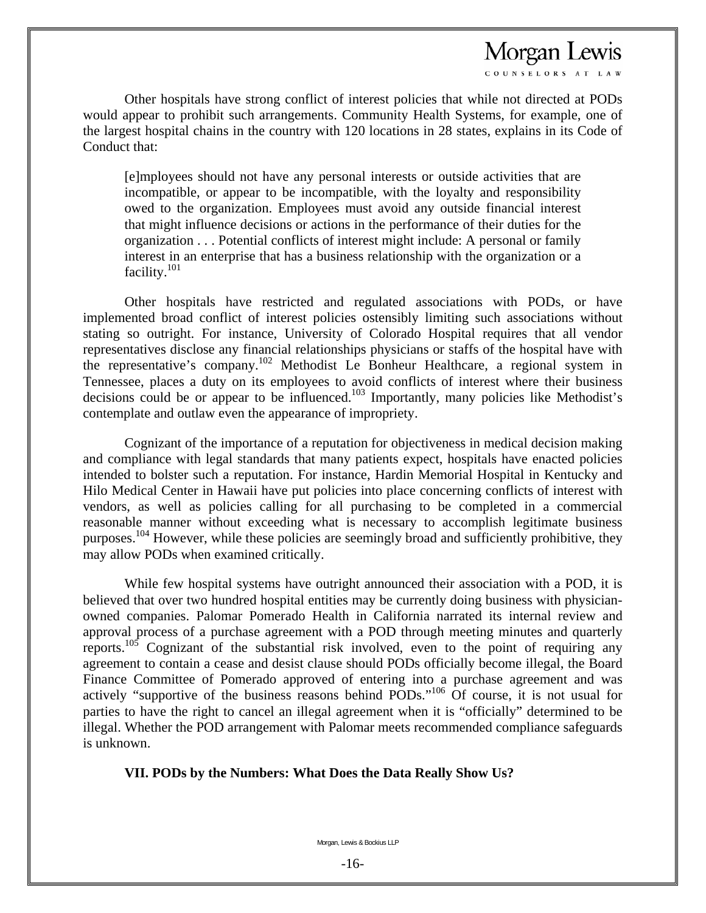Other hospitals have strong conflict of interest policies that while not directed at PODs would appear to prohibit such arrangements. Community Health Systems, for example, one of the largest hospital chains in the country with 120 locations in 28 states, explains in its Code of Conduct that:

> [e]mployees should not have any personal interests or outside activities that are incompatible, or appear to be incompatible, with the loyalty and responsibility owed to the organization. Employees must avoid any outside financial interest that might influence decisions or actions in the performance of their duties for the organization . . . Potential conflicts of interest might include: A personal or family interest in an enterprise that has a business relationship with the organization or a facility.[101]

Other hospitals have restricted and regulated associations with PODs, or have implemented broad conflict of interest policies ostensibly limiting such associations without stating so outright. For instance, University of Colorado Hospital requires that all vendor representatives disclose any financial relationships physicians or staffs of the hospital have with the representative's company.[102] Methodist Le Bonheur Healthcare, a regional system in Tennessee, places a duty on its employees to avoid conflicts of interest where their business decisions could be or appear to be influenced.[103] Importantly, many policies like Methodist's contemplate and outlaw even the appearance of impropriety.

Cognizant of the importance of a reputation for objectiveness in medical decision making and compliance with legal standards that many patients expect, hospitals have enacted policies intended to bolster such a reputation. For instance, Hardin Memorial Hospital in Kentucky and Hilo Medical Center in Hawaii have put policies into place concerning conflicts of interest with vendors, as well as policies calling for all purchasing to be completed in a commercial reasonable manner without exceeding what is necessary to accomplish legitimate business purposes.[104] However, while these policies are seemingly broad and sufficiently prohibitive, they may allow PODs when examined critically.

While few hospital systems have outright announced their association with a POD, it is believed that over two hundred hospital entities may be currently doing business with physician-owned companies. Palomar Pomerado Health in California narrated its internal review and approval process of a purchase agreement with a POD through meeting minutes and quarterly reports.[105] Cognizant of the substantial risk involved, even to the point of requiring any agreement to contain a cease and desist clause should PODs officially become illegal, the Board Finance Committee of Pomerado approved of entering into a purchase agreement and was actively "supportive of the business reasons behind PODs."[106] Of course, it is not usual for parties to have the right to cancel an illegal agreement when it is "officially" determined to be illegal. Whether the POD arrangement with Palomar meets recommended compliance safeguards is unknown.

## VII. PODs by the Numbers: What Does the Data Really Show Us?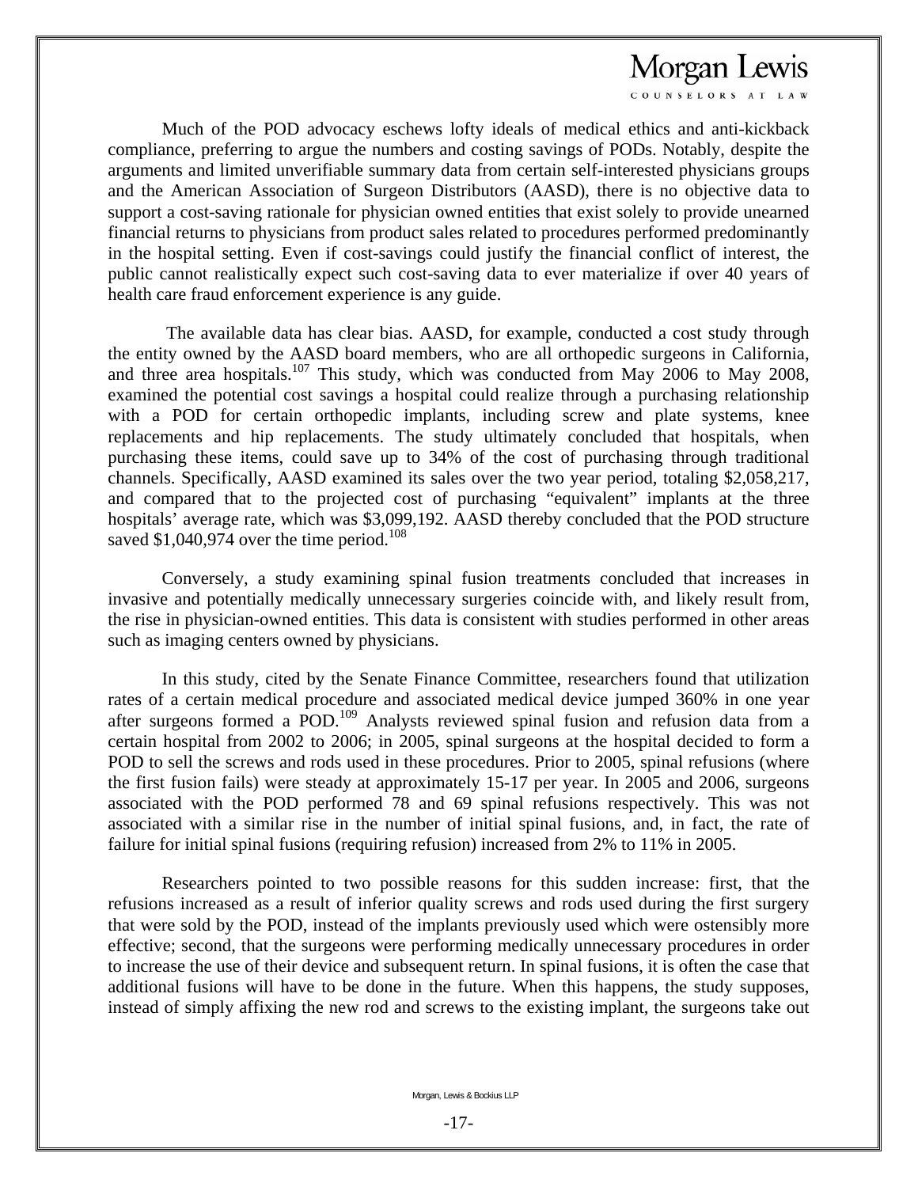Much of the POD advocacy eschews lofty ideals of medical ethics and anti-kickback compliance, preferring to argue the numbers and costing savings of PODs. Notably, despite the arguments and limited unverifiable summary data from certain self-interested physicians groups and the American Association of Surgeon Distributors (AASD), there is no objective data to support a cost-saving rationale for physician owned entities that exist solely to provide unearned financial returns to physicians from product sales related to procedures performed predominantly in the hospital setting. Even if cost-savings could justify the financial conflict of interest, the public cannot realistically expect such cost-saving data to ever materialize if over 40 years of health care fraud enforcement experience is any guide.

The available data has clear bias. AASD, for example, conducted a cost study through the entity owned by the AASD board members, who are all orthopedic surgeons in California, and three area hospitals.[107] This study, which was conducted from May 2006 to May 2008, examined the potential cost savings a hospital could realize through a purchasing relationship with a POD for certain orthopedic implants, including screw and plate systems, knee replacements and hip replacements. The study ultimately concluded that hospitals, when purchasing these items, could save up to 34% of the cost of purchasing through traditional channels. Specifically, AASD examined its sales over the two year period, totaling $2,058,217, and compared that to the projected cost of purchasing "equivalent" implants at the three hospitals' average rate, which was $3,099,192. AASD thereby concluded that the POD structure saved $1,040,974 over the time period.[108]

Conversely, a study examining spinal fusion treatments concluded that increases in invasive and potentially medically unnecessary surgeries coincide with, and likely result from, the rise in physician-owned entities. This data is consistent with studies performed in other areas such as imaging centers owned by physicians.

In this study, cited by the Senate Finance Committee, researchers found that utilization rates of a certain medical procedure and associated medical device jumped 360% in one year after surgeons formed a POD.[109] Analysts reviewed spinal fusion and refusion data from a certain hospital from 2002 to 2006; in 2005, spinal surgeons at the hospital decided to form a POD to sell the screws and rods used in these procedures. Prior to 2005, spinal refusions (where the first fusion fails) were steady at approximately 15-17 per year. In 2005 and 2006, surgeons associated with the POD performed 78 and 69 spinal refusions respectively. This was not associated with a similar rise in the number of initial spinal fusions, and, in fact, the rate of failure for initial spinal fusions (requiring refusion) increased from 2% to 11% in 2005.

Researchers pointed to two possible reasons for this sudden increase: first, that the refusions increased as a result of inferior quality screws and rods used during the first surgery that were sold by the POD, instead of the implants previously used which were ostensibly more effective; second, that the surgeons were performing medically unnecessary procedures in order to increase the use of their device and subsequent return. In spinal fusions, it is often the case that additional fusions will have to be done in the future. When this happens, the study supposes, instead of simply affixing the new rod and screws to the existing implant, the surgeons take out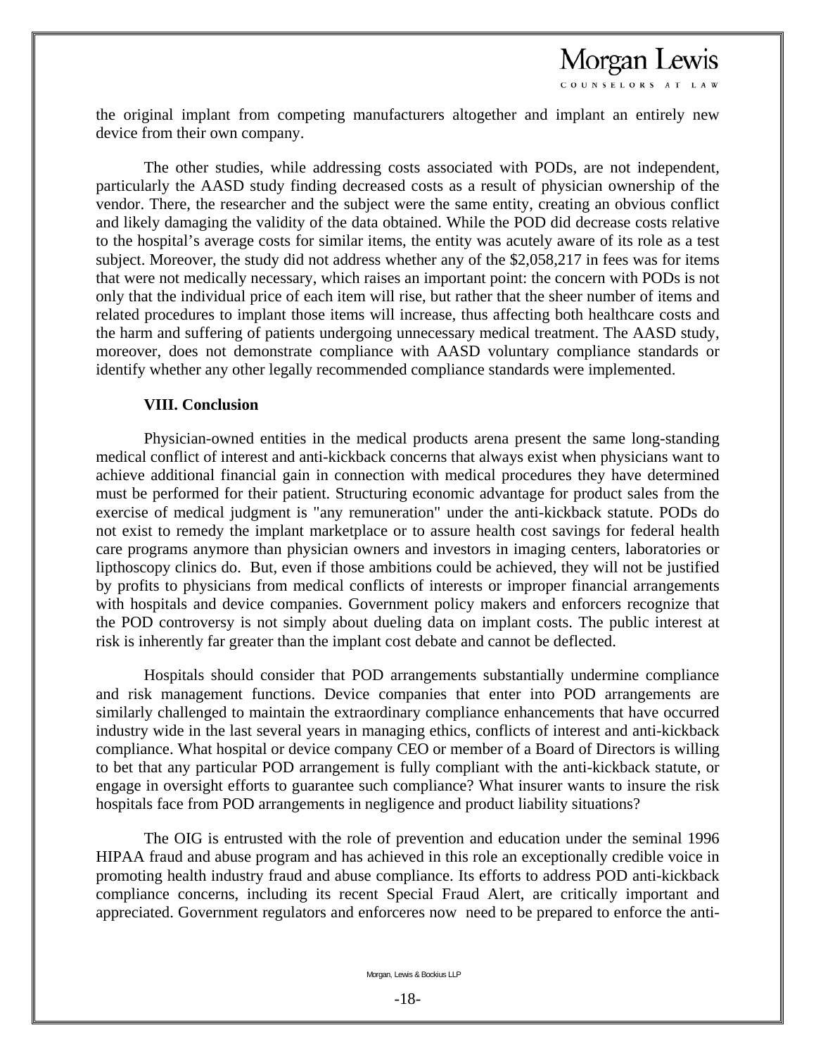the original implant from competing manufacturers altogether and implant an entirely new device from their own company.

The other studies, while addressing costs associated with PODs, are not independent, particularly the AASD study finding decreased costs as a result of physician ownership of the vendor. There, the researcher and the subject were the same entity, creating an obvious conflict and likely damaging the validity of the data obtained. While the POD did decrease costs relative to the hospital's average costs for similar items, the entity was acutely aware of its role as a test subject. Moreover, the study did not address whether any of the $2,058,217 in fees was for items that were not medically necessary, which raises an important point: the concern with PODs is not only that the individual price of each item will rise, but rather that the sheer number of items and related procedures to implant those items will increase, thus affecting both healthcare costs and the harm and suffering of patients undergoing unnecessary medical treatment. The AASD study, moreover, does not demonstrate compliance with AASD voluntary compliance standards or identify whether any other legally recommended compliance standards were implemented.

**VIII. Conclusion**

Physician-owned entities in the medical products arena present the same long-standing medical conflict of interest and anti-kickback concerns that always exist when physicians want to achieve additional financial gain in connection with medical procedures they have determined must be performed for their patient. Structuring economic advantage for product sales from the exercise of medical judgment is "any remuneration" under the anti-kickback statute. PODs do not exist to remedy the implant marketplace or to assure health cost savings for federal health care programs anymore than physician owners and investors in imaging centers, laboratories or lipthoscopy clinics do. But, even if those ambitions could be achieved, they will not be justified by profits to physicians from medical conflicts of interests or improper financial arrangements with hospitals and device companies. Government policy makers and enforcers recognize that the POD controversy is not simply about dueling data on implant costs. The public interest at risk is inherently far greater than the implant cost debate and cannot be deflected.

Hospitals should consider that POD arrangements substantially undermine compliance and risk management functions. Device companies that enter into POD arrangements are similarly challenged to maintain the extraordinary compliance enhancements that have occurred industry wide in the last several years in managing ethics, conflicts of interest and anti-kickback compliance. What hospital or device company CEO or member of a Board of Directors is willing to bet that any particular POD arrangement is fully compliant with the anti-kickback statute, or engage in oversight efforts to guarantee such compliance? What insurer wants to insure the risk hospitals face from POD arrangements in negligence and product liability situations?

The OIG is entrusted with the role of prevention and education under the seminal 1996 HIPAA fraud and abuse program and has achieved in this role an exceptionally credible voice in promoting health industry fraud and abuse compliance. Its efforts to address POD anti-kickback compliance concerns, including its recent Special Fraud Alert, are critically important and appreciated. Government regulators and enforceres now need to be prepared to enforce the anti-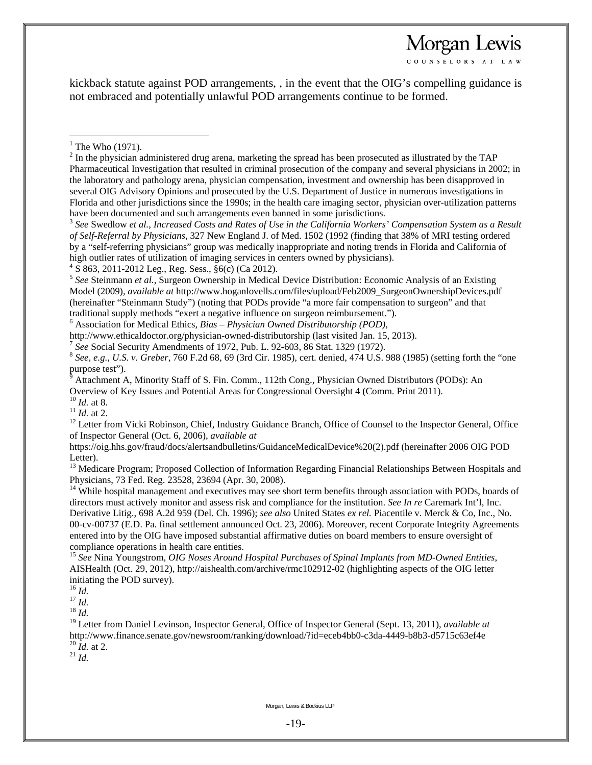kickback statute against POD arrangements, , in the event that the OIG's compelling guidance is not embraced and potentially unlawful POD arrangements continue to be formed.

---

[1] The Who (1971).

[2] In the physician administered drug arena, marketing the spread has been prosecuted as illustrated by the TAP Pharmaceutical Investigation that resulted in criminal prosecution of the company and several physicians in 2002; in the laboratory and pathology arena, physician compensation, investment and ownership has been disapproved in several OIG Advisory Opinions and prosecuted by the U.S. Department of Justice in numerous investigations in Florida and other jurisdictions since the 1990s; in the health care imaging sector, physician over-utilization patterns have been documented and such arrangements even banned in some jurisdictions.

[3] *See* Swedlow *et al.*, *Increased Costs and Rates of Use in the California Workers' Compensation System as a Result of Self-Referral by Physicians*, 327 New England J. of Med. 1502 (1992 (finding that 38% of MRI testing ordered by a "self-referring physicians" group was medically inappropriate and noting trends in Florida and California of high outlier rates of utilization of imaging services in centers owned by physicians).

[4] S 863, 2011-2012 Leg., Reg. Sess., §6(c) (Ca 2012).

[5] *See* Steinmann *et al.*, Surgeon Ownership in Medical Device Distribution: Economic Analysis of an Existing Model (2009), *available at* http://www.hoganlovells.com/files/upload/Feb2009_SurgeonOwnershipDevices.pdf (hereinafter "Steinmann Study") (noting that PODs provide "a more fair compensation to surgeon" and that traditional supply methods "exert a negative influence on surgeon reimbursement.").

[6] Association for Medical Ethics, *Bias – Physician Owned Distributorship (POD)*, http://www.ethicaldoctor.org/physician-owned-distributorship (last visited Jan. 15, 2013).

[7] *See* Social Security Amendments of 1972, Pub. L. 92-603, 86 Stat. 1329 (1972).

[8] *See, e.g.*, *U.S. v. Greber*, 760 F.2d 68, 69 (3rd Cir. 1985), cert. denied, 474 U.S. 988 (1985) (setting forth the "one purpose test").

[9] Attachment A, Minority Staff of S. Fin. Comm., 112th Cong., Physician Owned Distributors (PODs): An Overview of Key Issues and Potential Areas for Congressional Oversight 4 (Comm. Print 2011).

[10] *Id.* at 8.

[11] *Id.* at 2.

[12] Letter from Vicki Robinson, Chief, Industry Guidance Branch, Office of Counsel to the Inspector General, Office of Inspector General (Oct. 6, 2006), *available at* https://oig.hhs.gov/fraud/docs/alertsandbulletins/GuidanceMedicalDevice%20(2).pdf (hereinafter 2006 OIG POD Letter).

[13] Medicare Program; Proposed Collection of Information Regarding Financial Relationships Between Hospitals and Physicians, 73 Fed. Reg. 23528, 23694 (Apr. 30, 2008).

[14] While hospital management and executives may see short term benefits through association with PODs, boards of directors must actively monitor and assess risk and compliance for the institution. *See In re* Caremark Int'l, Inc. Derivative Litig., 698 A.2d 959 (Del. Ch. 1996); *see also* United States *ex rel.* Piacentile v. Merck & Co, Inc., No. 00-cv-00737 (E.D. Pa. final settlement announced Oct. 23, 2006). Moreover, recent Corporate Integrity Agreements entered into by the OIG have imposed substantial affirmative duties on board members to ensure oversight of compliance operations in health care entities.

[15] *See* Nina Youngstrom, *OIG Noses Around Hospital Purchases of Spinal Implants from MD-Owned Entities*, AISHealth (Oct. 29, 2012), http://aishealth.com/archive/rmc102912-02 (highlighting aspects of the OIG letter initiating the POD survey).

[16] *Id.*

[17] *Id.*

[18] *Id.*

[19] Letter from Daniel Levinson, Inspector General, Office of Inspector General (Sept. 13, 2011), *available at* http://www.finance.senate.gov/newsroom/ranking/download/?id=eceb4bb0-c3da-4449-b8b3-d5715c63ef4e

[20] *Id.* at 2.

[21] *Id.*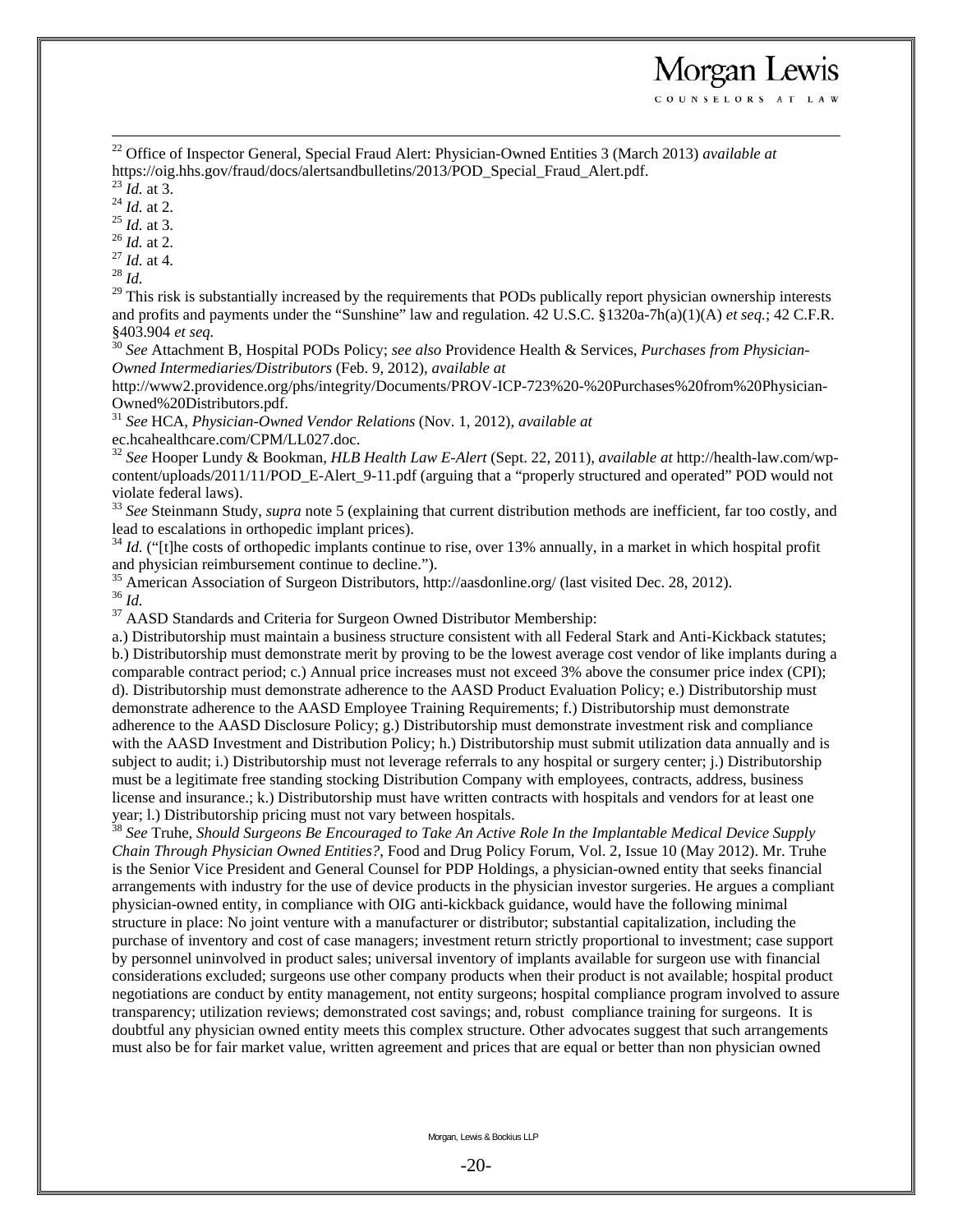[22] Office of Inspector General, Special Fraud Alert: Physician-Owned Entities 3 (March 2013) *available at* https://oig.hhs.gov/fraud/docs/alertsandbulletins/2013/POD_Special_Fraud_Alert.pdf.

[23] *Id.* at 3.

[24] *Id.* at 2.

[25] *Id.* at 3.

[26] *Id.* at 2.

[27] *Id.* at 4.

[28] *Id.*

[29] This risk is substantially increased by the requirements that PODs publically report physician ownership interests and profits and payments under the "Sunshine" law and regulation. 42 U.S.C. §1320a-7h(a)(1)(A) *et seq.*; 42 C.F.R. §403.904 *et seq.*

[30] *See* Attachment B, Hospital PODs Policy; *see also* Providence Health & Services, *Purchases from Physician-Owned Intermediaries/Distributors* (Feb. 9, 2012), *available at* http://www2.providence.org/phs/integrity/Documents/PROV-ICP-723%20-%20Purchases%20from%20Physician-Owned%20Distributors.pdf.

[31] *See* HCA, *Physician-Owned Vendor Relations* (Nov. 1, 2012), *available at* ec.hcahealthcare.com/CPM/LL027.doc.

[32] *See* Hooper Lundy & Bookman, *HLB Health Law E-Alert* (Sept. 22, 2011), *available at* http://health-law.com/wp-content/uploads/2011/11/POD_E-Alert_9-11.pdf (arguing that a "properly structured and operated" POD would not violate federal laws).

[33] *See* Steinmann Study, *supra* note 5 (explaining that current distribution methods are inefficient, far too costly, and lead to escalations in orthopedic implant prices).

[34] *Id.* ("[t]he costs of orthopedic implants continue to rise, over 13% annually, in a market in which hospital profit and physician reimbursement continue to decline.").

[35] American Association of Surgeon Distributors, http://aasdonline.org/ (last visited Dec. 28, 2012).

[36] *Id.*

[37] AASD Standards and Criteria for Surgeon Owned Distributor Membership:
a.) Distributorship must maintain a business structure consistent with all Federal Stark and Anti-Kickback statutes; b.) Distributorship must demonstrate merit by proving to be the lowest average cost vendor of like implants during a comparable contract period; c.) Annual price increases must not exceed 3% above the consumer price index (CPI); d). Distributorship must demonstrate adherence to the AASD Product Evaluation Policy; e.) Distributorship must demonstrate adherence to the AASD Employee Training Requirements; f.) Distributorship must demonstrate adherence to the AASD Disclosure Policy; g.) Distributorship must demonstrate investment risk and compliance with the AASD Investment and Distribution Policy; h.) Distributorship must submit utilization data annually and is subject to audit; i.) Distributorship must not leverage referrals to any hospital or surgery center; j.) Distributorship must be a legitimate free standing stocking Distribution Company with employees, contracts, address, business license and insurance.; k.) Distributorship must have written contracts with hospitals and vendors for at least one year; l.) Distributorship pricing must not vary between hospitals.

[38] *See* Truhe, *Should Surgeons Be Encouraged to Take An Active Role In the Implantable Medical Device Supply Chain Through Physician Owned Entities?*, Food and Drug Policy Forum, Vol. 2, Issue 10 (May 2012). Mr. Truhe is the Senior Vice President and General Counsel for PDP Holdings, a physician-owned entity that seeks financial arrangements with industry for the use of device products in the physician investor surgeries. He argues a compliant physician-owned entity, in compliance with OIG anti-kickback guidance, would have the following minimal structure in place: No joint venture with a manufacturer or distributor; substantial capitalization, including the purchase of inventory and cost of case managers; investment return strictly proportional to investment; case support by personnel uninvolved in product sales; universal inventory of implants available for surgeon use with financial considerations excluded; surgeons use other company products when their product is not available; hospital product negotiations are conduct by entity management, not entity surgeons; hospital compliance program involved to assure transparency; utilization reviews; demonstrated cost savings; and, robust compliance training for surgeons. It is doubtful any physician owned entity meets this complex structure. Other advocates suggest that such arrangements must also be for fair market value, written agreement and prices that are equal or better than non physician owned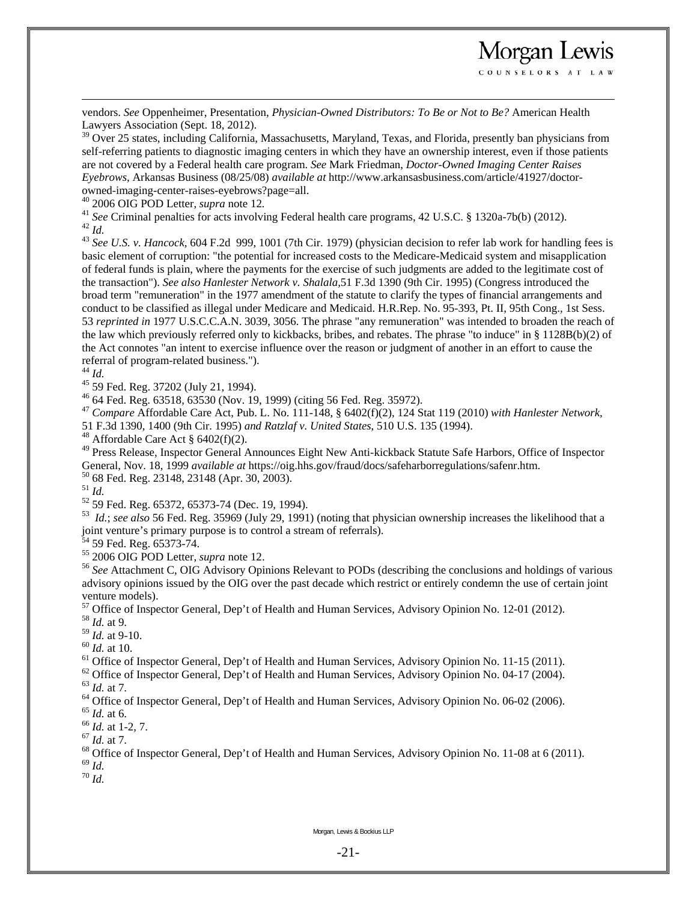vendors. *See* Oppenheimer, Presentation, *Physician-Owned Distributors: To Be or Not to Be?* American Health Lawyers Association (Sept. 18, 2012).

[39] Over 25 states, including California, Massachusetts, Maryland, Texas, and Florida, presently ban physicians from self-referring patients to diagnostic imaging centers in which they have an ownership interest, even if those patients are not covered by a Federal health care program. *See* Mark Friedman, *Doctor-Owned Imaging Center Raises Eyebrows*, Arkansas Business (08/25/08) *available at* http://www.arkansasbusiness.com/article/41927/doctor-owned-imaging-center-raises-eyebrows?page=all.

[40] 2006 OIG POD Letter, *supra* note 12.

[41] *See* Criminal penalties for acts involving Federal health care programs, 42 U.S.C. § 1320a-7b(b) (2012).

[42] *Id.*

[43] *See U.S. v. Hancock*, 604 F.2d 999, 1001 (7th Cir. 1979) (physician decision to refer lab work for handling fees is basic element of corruption: "the potential for increased costs to the Medicare-Medicaid system and misapplication of federal funds is plain, where the payments for the exercise of such judgments are added to the legitimate cost of the transaction"). *See also Hanlester Network v. Shalala*,51 F.3d 1390 (9th Cir. 1995) (Congress introduced the broad term "remuneration" in the 1977 amendment of the statute to clarify the types of financial arrangements and conduct to be classified as illegal under Medicare and Medicaid. H.R.Rep. No. 95-393, Pt. II, 95th Cong., 1st Sess. 53 *reprinted in* 1977 U.S.C.C.A.N. 3039, 3056. The phrase "any remuneration" was intended to broaden the reach of the law which previously referred only to kickbacks, bribes, and rebates. The phrase "to induce" in § 1128B(b)(2) of the Act connotes "an intent to exercise influence over the reason or judgment of another in an effort to cause the referral of program-related business.").

[44] *Id.*

[45] 59 Fed. Reg. 37202 (July 21, 1994).

[46] 64 Fed. Reg. 63518, 63530 (Nov. 19, 1999) (citing 56 Fed. Reg. 35972).

[47] *Compare* Affordable Care Act, Pub. L. No. 111-148, § 6402(f)(2), 124 Stat 119 (2010) *with Hanlester Network*, 51 F.3d 1390, 1400 (9th Cir. 1995) *and Ratzlaf v. United States*, 510 U.S. 135 (1994).

[48] Affordable Care Act § 6402(f)(2).

[49] Press Release, Inspector General Announces Eight New Anti-kickback Statute Safe Harbors, Office of Inspector General, Nov. 18, 1999 *available at* https://oig.hhs.gov/fraud/docs/safeharborregulations/safenr.htm.

[50] 68 Fed. Reg. 23148, 23148 (Apr. 30, 2003).

[51] *Id.*

[52] 59 Fed. Reg. 65372, 65373-74 (Dec. 19, 1994).

[53] *Id.*; *see also* 56 Fed. Reg. 35969 (July 29, 1991) (noting that physician ownership increases the likelihood that a joint venture's primary purpose is to control a stream of referrals).

[54] 59 Fed. Reg. 65373-74.

[55] 2006 OIG POD Letter, *supra* note 12.

[56] *See* Attachment C, OIG Advisory Opinions Relevant to PODs (describing the conclusions and holdings of various advisory opinions issued by the OIG over the past decade which restrict or entirely condemn the use of certain joint venture models).

[57] Office of Inspector General, Dep't of Health and Human Services, Advisory Opinion No. 12-01 (2012).

[58] *Id.* at 9.

[59] *Id.* at 9-10.

[60] *Id.* at 10.

[61] Office of Inspector General, Dep't of Health and Human Services, Advisory Opinion No. 11-15 (2011).

[62] Office of Inspector General, Dep't of Health and Human Services, Advisory Opinion No. 04-17 (2004).

[63] *Id.* at 7.

[64] Office of Inspector General, Dep't of Health and Human Services, Advisory Opinion No. 06-02 (2006).

[65] *Id.* at 6.

[66] *Id.* at 1-2, 7.

[67] *Id.* at 7.

[68] Office of Inspector General, Dep't of Health and Human Services, Advisory Opinion No. 11-08 at 6 (2011).

[69] *Id.*

[70] *Id.*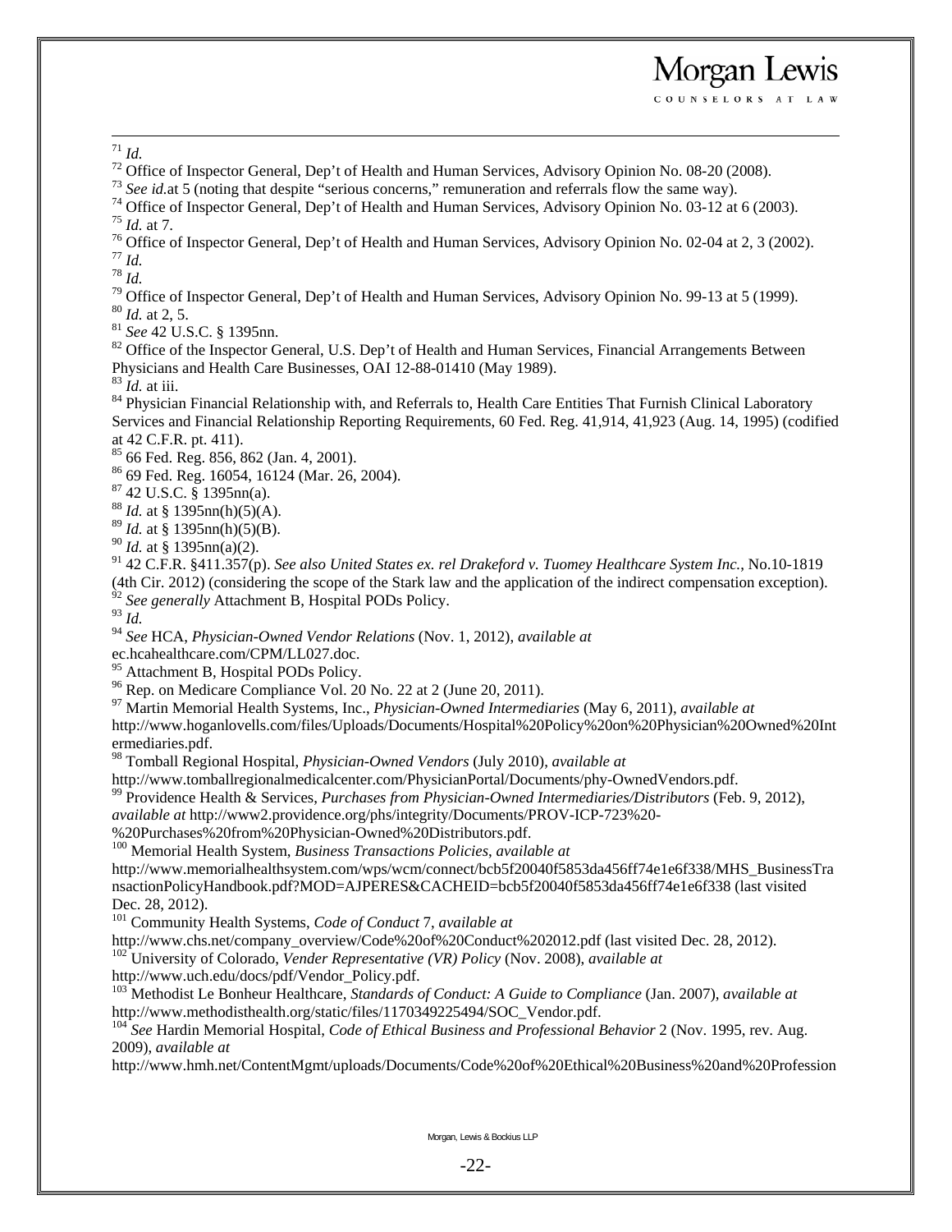[71] *Id.*

[72] Office of Inspector General, Dep't of Health and Human Services, Advisory Opinion No. 08-20 (2008).

[73] *See id.*at 5 (noting that despite "serious concerns," remuneration and referrals flow the same way).

[74] Office of Inspector General, Dep't of Health and Human Services, Advisory Opinion No. 03-12 at 6 (2003).

[75] *Id.* at 7.

[76] Office of Inspector General, Dep't of Health and Human Services, Advisory Opinion No. 02-04 at 2, 3 (2002).

[77] *Id.*

[78] *Id.*

[79] Office of Inspector General, Dep't of Health and Human Services, Advisory Opinion No. 99-13 at 5 (1999).

[80] *Id.* at 2, 5.

[81] *See* 42 U.S.C. § 1395nn.

[82] Office of the Inspector General, U.S. Dep't of Health and Human Services, Financial Arrangements Between Physicians and Health Care Businesses, OAI 12-88-01410 (May 1989).

[83] *Id.* at iii.

[84] Physician Financial Relationship with, and Referrals to, Health Care Entities That Furnish Clinical Laboratory Services and Financial Relationship Reporting Requirements, 60 Fed. Reg. 41,914, 41,923 (Aug. 14, 1995) (codified at 42 C.F.R. pt. 411).

[85] 66 Fed. Reg. 856, 862 (Jan. 4, 2001).

[86] 69 Fed. Reg. 16054, 16124 (Mar. 26, 2004).

[87] 42 U.S.C. § 1395nn(a).

[88] *Id.* at § 1395nn(h)(5)(A).

[89] *Id.* at § 1395nn(h)(5)(B).

[90] *Id.* at § 1395nn(a)(2).

[91] 42 C.F.R. §411.357(p). *See also United States ex. rel Drakeford v. Tuomey Healthcare System Inc.*, No.10-1819 (4th Cir. 2012) (considering the scope of the Stark law and the application of the indirect compensation exception).

[92] *See generally* Attachment B, Hospital PODs Policy.

[93] *Id.*

[94] *See* HCA, *Physician-Owned Vendor Relations* (Nov. 1, 2012), *available at* ec.hcahealthcare.com/CPM/LL027.doc.

[95] Attachment B, Hospital PODs Policy.

[96] Rep. on Medicare Compliance Vol. 20 No. 22 at 2 (June 20, 2011).

[97] Martin Memorial Health Systems, Inc., *Physician-Owned Intermediaries* (May 6, 2011), *available at* http://www.hoganlovells.com/files/Uploads/Documents/Hospital%20Policy%20on%20Physician%20Owned%20Intermediaries.pdf.

[98] Tomball Regional Hospital, *Physician-Owned Vendors* (July 2010), *available at* http://www.tomballregionalmedicalcenter.com/PhysicianPortal/Documents/phy-OwnedVendors.pdf.

[99] Providence Health & Services, *Purchases from Physician-Owned Intermediaries/Distributors* (Feb. 9, 2012), *available at* http://www2.providence.org/phs/integrity/Documents/PROV-ICP-723%20-%20Purchases%20from%20Physician-Owned%20Distributors.pdf.

[100] Memorial Health System, *Business Transactions Policies*, *available at* http://www.memorialhealthsystem.com/wps/wcm/connect/bcb5f20040f5853da456ff74e1e6f338/MHS_BusinessTransactionPolicyHandbook.pdf?MOD=AJPERES&CACHEID=bcb5f20040f5853da456ff74e1e6f338 (last visited Dec. 28, 2012).

[101] Community Health Systems, *Code of Conduct* 7, *available at* http://www.chs.net/company_overview/Code%20of%20Conduct%202012.pdf (last visited Dec. 28, 2012).

[102] University of Colorado, *Vender Representative (VR) Policy* (Nov. 2008), *available at* http://www.uch.edu/docs/pdf/Vendor_Policy.pdf.

[103] Methodist Le Bonheur Healthcare, *Standards of Conduct: A Guide to Compliance* (Jan. 2007), *available at* http://www.methodisthealth.org/static/files/1170349225494/SOC_Vendor.pdf.

[104] *See* Hardin Memorial Hospital, *Code of Ethical Business and Professional Behavior* 2 (Nov. 1995, rev. Aug. 2009), *available at* http://www.hmh.net/ContentMgmt/uploads/Documents/Code%20of%20Ethical%20Business%20and%20Profession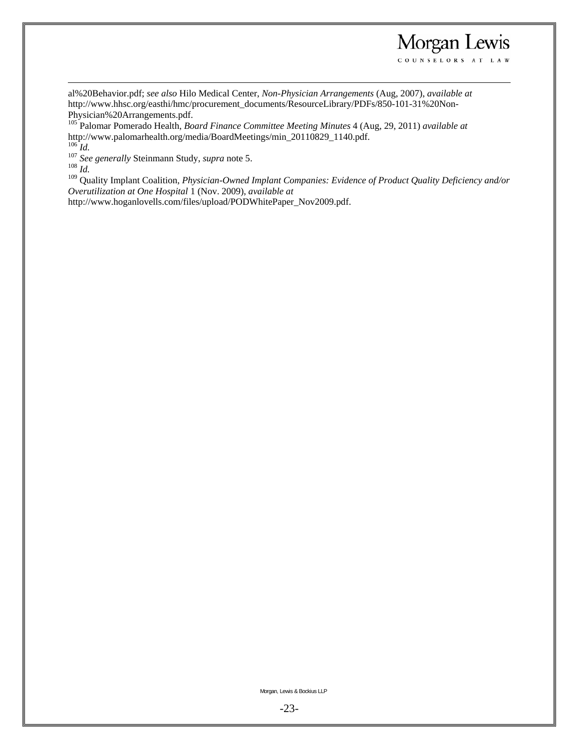al%20Behavior.pdf; *see also* Hilo Medical Center, *Non-Physician Arrangements* (Aug, 2007), *available at* http://www.hhsc.org/easthi/hmc/procurement_documents/ResourceLibrary/PDFs/850-101-31%20Non-Physician%20Arrangements.pdf.

[105] Palomar Pomerado Health, *Board Finance Committee Meeting Minutes* 4 (Aug, 29, 2011) *available at* http://www.palomarhealth.org/media/BoardMeetings/min_20110829_1140.pdf.

[106] *Id.*

[107] *See generally* Steinmann Study, *supra* note 5.

[108] *Id.*

[109] Quality Implant Coalition, *Physician-Owned Implant Companies: Evidence of Product Quality Deficiency and/or Overutilization at One Hospital* 1 (Nov. 2009), *available at* http://www.hoganlovells.com/files/upload/PODWhitePaper_Nov2009.pdf.